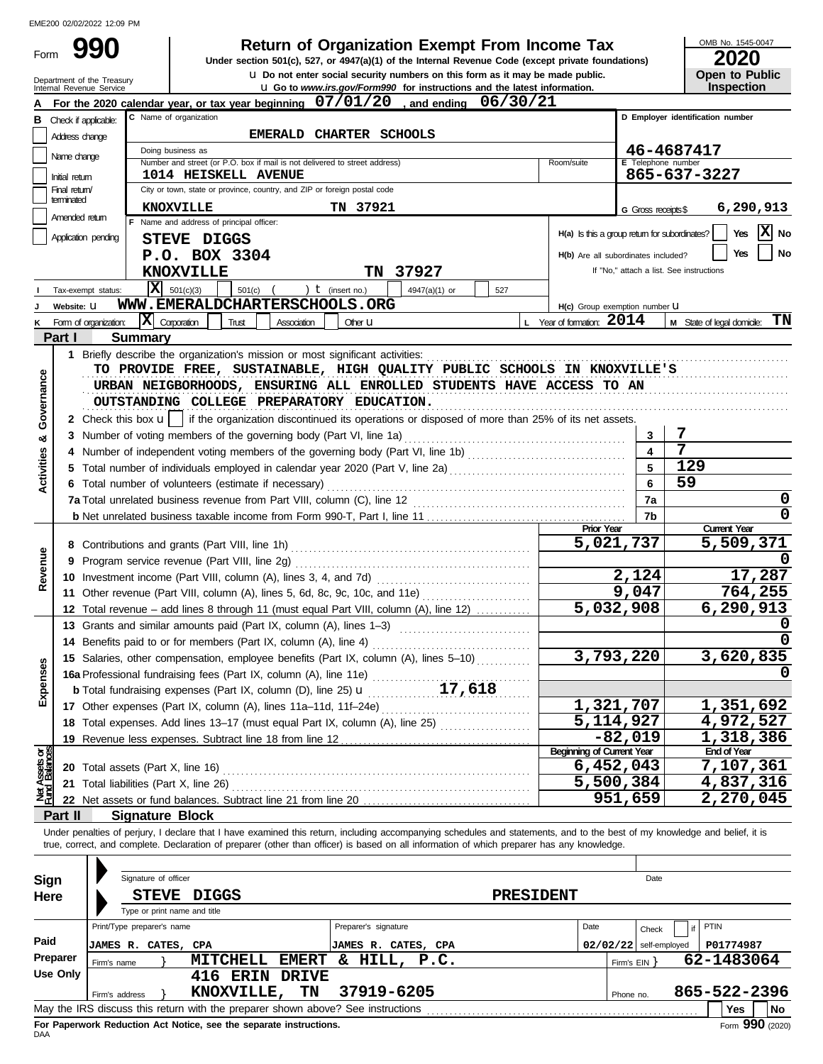EME200 02/02/2022 12:09 PM

# Form 990 — Return of Organization Exempt From Income Tax

**Under section 501(c), 527, or 4947(a)(1) of the Internal Revenue Code (except private foundations)**

u Do not enter social security numbers on this form as it may be made public.

u Go to *www.irs.gov/Form990* for instructions and the latest information.

Department of the Treasury
Internal Revenue Service

OMB No. 1545-0047

**2020**

**Open to Public Inspection**

**A** For the 2020 calendar year, or tax year beginning **07/01/20**, and ending **06/30/21**

**B** Check if applicable: Address change / Name change / Initial return / Final return/terminated / Amended return / Application pending

**C** Name of organization: **EMERALD CHARTER SCHOOLS**

Doing business as

Number and street (or P.O. box if mail is not delivered to street address): **1014 HEISKELL AVENUE** Room/suite

City or town, state or province, country, and ZIP or foreign postal code: **KNOXVILLE TN 37921**

**D** Employer identification number: **46-4687417**

**E** Telephone number: **865-637-3227**

**G** Gross receipts $ **6,290,913**

**F** Name and address of principal officer: **STEVE DIGGS, P.O. BOX 3304, KNOXVILLE TN 37927**

H(a) Is this a group return for subordinates? Yes [ ] No [X]

H(b) Are all subordinates included? Yes [ ] No [ ]

If "No," attach a list. See instructions

H(c) Group exemption number u

**I** Tax-exempt status: [X] 501(c)(3) [ ] 501(c) ( ) t (insert no.) [ ] 4947(a)(1) or [ ] 527

**J** Website: u **WWW.EMERALDCHARTERSCHOOLS.ORG**

**K** Form of organization: [X] Corporation [ ] Trust [ ] Association [ ] Other u

**L** Year of formation: **2014**

**M** State of legal domicile: **TN**

## Part I Summary

**Activities & Governance**

1 Briefly describe the organization's mission or most significant activities:
TO PROVIDE FREE, SUSTAINABLE, HIGH QUALITY PUBLIC SCHOOLS IN KNOXVILLE'S URBAN NEIGBORHOODS, ENSURING ALL ENROLLED STUDENTS HAVE ACCESS TO AN OUTSTANDING COLLEGE PREPARATORY EDUCATION.

2 Check this box u [ ] if the organization discontinued its operations or disposed of more than 25% of its net assets.

| Line | Description | No. | Value |
|---|---|---|---|
| 3 | Number of voting members of the governing body (Part VI, line 1a) | 3 | 7 |
| 4 | Number of independent voting members of the governing body (Part VI, line 1b) | 4 | 7 |
| 5 | Total number of individuals employed in calendar year 2020 (Part V, line 2a) | 5 | 129 |
| 6 | Total number of volunteers (estimate if necessary) | 6 | 59 |
| 7a | Total unrelated business revenue from Part VIII, column (C), line 12 | 7a | 0 |
| b | Net unrelated business taxable income from Form 990-T, Part I, line 11 | 7b | 0 |

| Line | Description | Prior Year | Current Year |
|---|---|---|---|
| **Revenue** | | | |
| 8 | Contributions and grants (Part VIII, line 1h) | 5,021,737 | 5,509,371 |
| 9 | Program service revenue (Part VIII, line 2g) | | 0 |
| 10 | Investment income (Part VIII, column (A), lines 3, 4, and 7d) | 2,124 | 17,287 |
| 11 | Other revenue (Part VIII, column (A), lines 5, 6d, 8c, 9c, 10c, and 11e) | 9,047 | 764,255 |
| 12 | Total revenue – add lines 8 through 11 (must equal Part VIII, column (A), line 12) | 5,032,908 | 6,290,913 |
| **Expenses** | | | |
| 13 | Grants and similar amounts paid (Part IX, column (A), lines 1–3) | | 0 |
| 14 | Benefits paid to or for members (Part IX, column (A), line 4) | | 0 |
| 15 | Salaries, other compensation, employee benefits (Part IX, column (A), lines 5–10) | 3,793,220 | 3,620,835 |
| 16a | Professional fundraising fees (Part IX, column (A), line 11e) | | 0 |
| b | Total fundraising expenses (Part IX, column (D), line 25) u 17,618 | | |
| 17 | Other expenses (Part IX, column (A), lines 11a–11d, 11f–24e) | 1,321,707 | 1,351,692 |
| 18 | Total expenses. Add lines 13–17 (must equal Part IX, column (A), line 25) | 5,114,927 | 4,972,527 |
| 19 | Revenue less expenses. Subtract line 18 from line 12 | -82,019 | 1,318,386 |

| Line | Net Assets or Fund Balances | Beginning of Current Year | End of Year |
|---|---|---|---|
| 20 | Total assets (Part X, line 16) | 6,452,043 | 7,107,361 |
| 21 | Total liabilities (Part X, line 26) | 5,500,384 | 4,837,316 |
| 22 | Net assets or fund balances. Subtract line 21 from line 20 | 951,659 | 2,270,045 |

## Part II Signature Block

Under penalties of perjury, I declare that I have examined this return, including accompanying schedules and statements, and to the best of my knowledge and belief, it is true, correct, and complete. Declaration of preparer (other than officer) is based on all information of which preparer has any knowledge.

**Sign Here**

Signature of officer — Date

**STEVE DIGGS — PRESIDENT**

Type or print name and title

**Paid Preparer Use Only**

| Print/Type preparer's name | Preparer's signature | Date | Check if self-employed | PTIN |
|---|---|---|---|---|
| JAMES R. CATES, CPA | JAMES R. CATES, CPA | 02/02/22 | [ ] | P01774987 |

Firm's name } **MITCHELL EMERT & HILL, P.C.** — Firm's EIN } **62-1483064**

Firm's address } **416 ERIN DRIVE, KNOXVILLE, TN 37919-6205** — Phone no. **865-522-2396**

May the IRS discuss this return with the preparer shown above? See instructions — [ ] Yes [ ] No

**For Paperwork Reduction Act Notice, see the separate instructions.**

DAA — Form **990** (2020)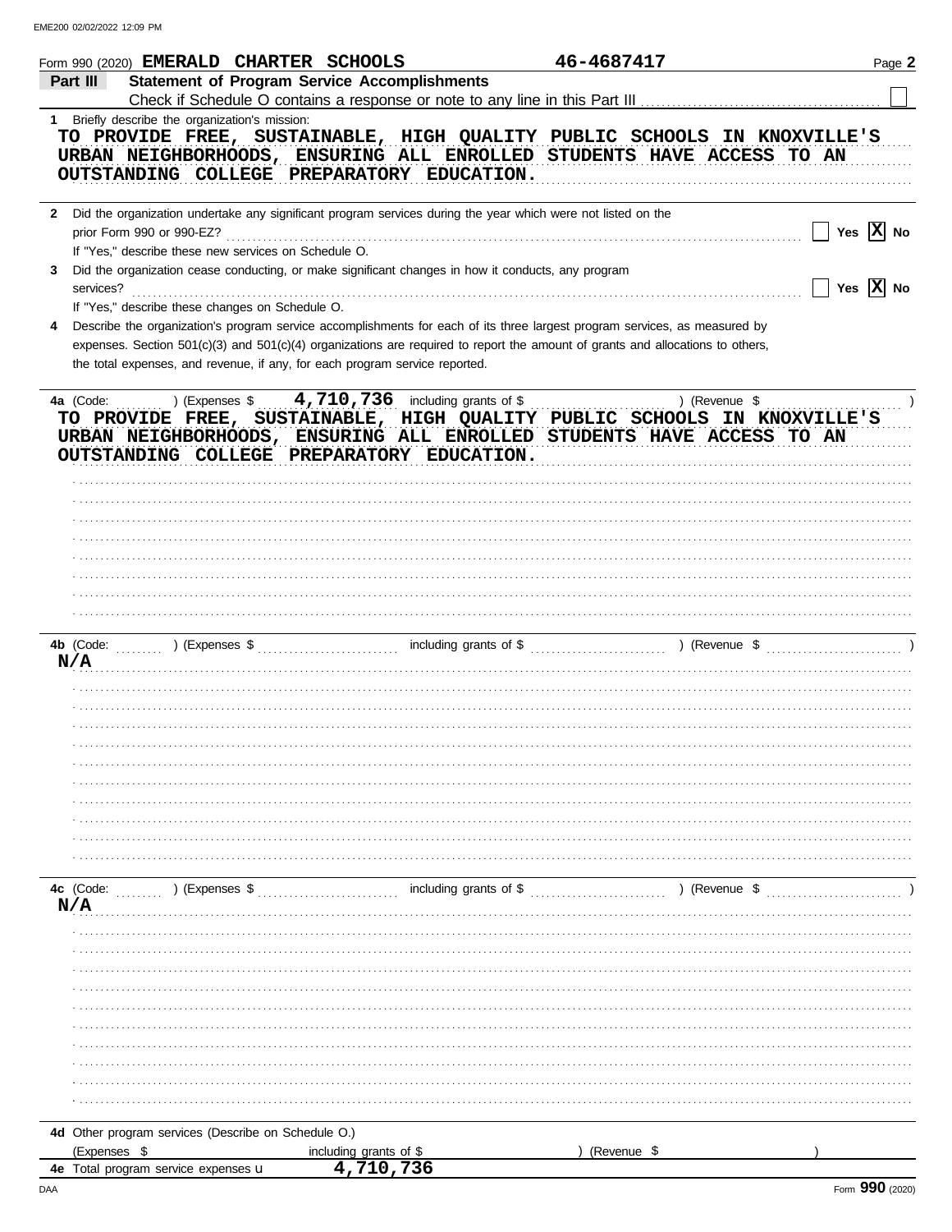Form 990 (2020) **EMERALD CHARTER SCHOOLS** **46-4687417** Page **2**

## Part III Statement of Program Service Accomplishments

Check if Schedule O contains a response or note to any line in this Part III ☐

**1** Briefly describe the organization's mission:

TO PROVIDE FREE, SUSTAINABLE, HIGH QUALITY PUBLIC SCHOOLS IN KNOXVILLE'S URBAN NEIGHBORHOODS, ENSURING ALL ENROLLED STUDENTS HAVE ACCESS TO AN OUTSTANDING COLLEGE PREPARATORY EDUCATION.

**2** Did the organization undertake any significant program services during the year which were not listed on the prior Form 990 or 990-EZ? ☐ Yes [X] No

If "Yes," describe these new services on Schedule O.

**3** Did the organization cease conducting, or make significant changes in how it conducts, any program services? ☐ Yes [X] No

If "Yes," describe these changes on Schedule O.

**4** Describe the organization's program service accomplishments for each of its three largest program services, as measured by expenses. Section 501(c)(3) and 501(c)(4) organizations are required to report the amount of grants and allocations to others, the total expenses, and revenue, if any, for each program service reported.

**4a** (Code: ) (Expenses $ 4,710,736 including grants of $ ) (Revenue $ )

TO PROVIDE FREE, SUSTAINABLE, HIGH QUALITY PUBLIC SCHOOLS IN KNOXVILLE'S URBAN NEIGHBORHOODS, ENSURING ALL ENROLLED STUDENTS HAVE ACCESS TO AN OUTSTANDING COLLEGE PREPARATORY EDUCATION.

**4b** (Code: ) (Expenses $ including grants of $ ) (Revenue $ )

N/A

**4c** (Code: ) (Expenses $ including grants of $ ) (Revenue $ )

N/A

**4d** Other program services (Describe on Schedule O.)

(Expenses $ including grants of $ ) (Revenue $ )

**4e** Total program service expenses **4,710,736**

Form **990** (2020)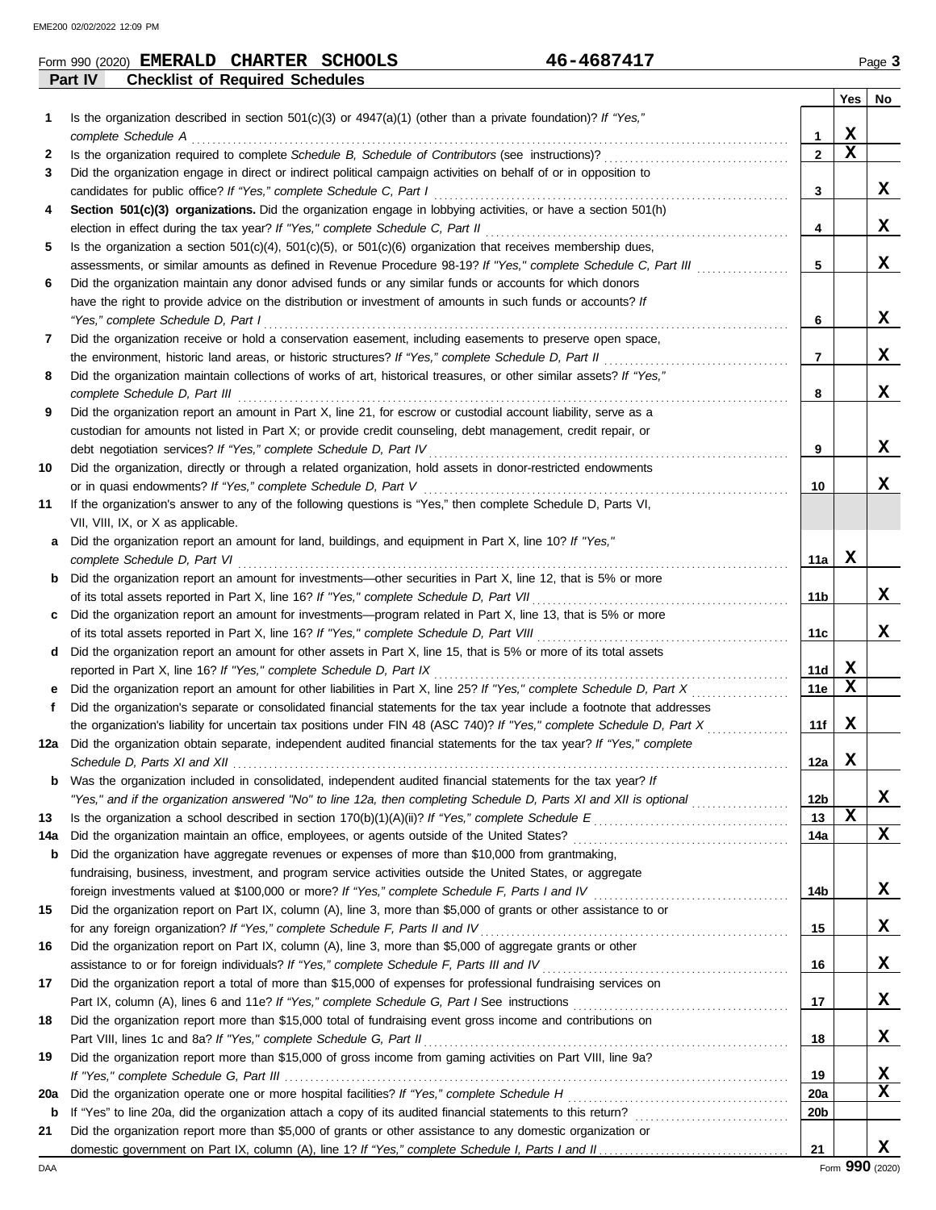Form 990 (2020) **EMERALD CHARTER SCHOOLS** **46-4687417** Page **3**

## Part IV Checklist of Required Schedules

| | | | Yes | No |
|---|---|---|---|---|
| **1** | Is the organization described in section 501(c)(3) or 4947(a)(1) (other than a private foundation)? *If "Yes," complete Schedule A* | **1** | X | |
| **2** | Is the organization required to complete *Schedule B, Schedule of Contributors* (see instructions)? | **2** | X | |
| **3** | Did the organization engage in direct or indirect political campaign activities on behalf of or in opposition to candidates for public office? *If "Yes," complete Schedule C, Part I* | **3** | | X |
| **4** | **Section 501(c)(3) organizations.** Did the organization engage in lobbying activities, or have a section 501(h) election in effect during the tax year? *If "Yes," complete Schedule C, Part II* | **4** | | X |
| **5** | Is the organization a section 501(c)(4), 501(c)(5), or 501(c)(6) organization that receives membership dues, assessments, or similar amounts as defined in Revenue Procedure 98-19? *If "Yes," complete Schedule C, Part III* | **5** | | X |
| **6** | Did the organization maintain any donor advised funds or any similar funds or accounts for which donors have the right to provide advice on the distribution or investment of amounts in such funds or accounts? *If "Yes," complete Schedule D, Part I* | **6** | | X |
| **7** | Did the organization receive or hold a conservation easement, including easements to preserve open space, the environment, historic land areas, or historic structures? *If "Yes," complete Schedule D, Part II* | **7** | | X |
| **8** | Did the organization maintain collections of works of art, historical treasures, or other similar assets? *If "Yes," complete Schedule D, Part III* | **8** | | X |
| **9** | Did the organization report an amount in Part X, line 21, for escrow or custodial account liability, serve as a custodian for amounts not listed in Part X; or provide credit counseling, debt management, credit repair, or debt negotiation services? *If "Yes," complete Schedule D, Part IV* | **9** | | X |
| **10** | Did the organization, directly or through a related organization, hold assets in donor-restricted endowments or in quasi endowments? *If "Yes," complete Schedule D, Part V* | **10** | | X |
| **11** | If the organization's answer to any of the following questions is "Yes," then complete Schedule D, Parts VI, VII, VIII, IX, or X as applicable. | | | |
| **a** | Did the organization report an amount for land, buildings, and equipment in Part X, line 10? *If "Yes," complete Schedule D, Part VI* | **11a** | X | |
| **b** | Did the organization report an amount for investments—other securities in Part X, line 12, that is 5% or more of its total assets reported in Part X, line 16? *If "Yes," complete Schedule D, Part VII* | **11b** | | X |
| **c** | Did the organization report an amount for investments—program related in Part X, line 13, that is 5% or more of its total assets reported in Part X, line 16? *If "Yes," complete Schedule D, Part VIII* | **11c** | | X |
| **d** | Did the organization report an amount for other assets in Part X, line 15, that is 5% or more of its total assets reported in Part X, line 16? *If "Yes," complete Schedule D, Part IX* | **11d** | X | |
| **e** | Did the organization report an amount for other liabilities in Part X, line 25? *If "Yes," complete Schedule D, Part X* | **11e** | X | |
| **f** | Did the organization's separate or consolidated financial statements for the tax year include a footnote that addresses the organization's liability for uncertain tax positions under FIN 48 (ASC 740)? *If "Yes," complete Schedule D, Part X* | **11f** | X | |
| **12a** | Did the organization obtain separate, independent audited financial statements for the tax year? *If "Yes," complete Schedule D, Parts XI and XII* | **12a** | X | |
| **b** | Was the organization included in consolidated, independent audited financial statements for the tax year? *If "Yes," and if the organization answered "No" to line 12a, then completing Schedule D, Parts XI and XII is optional* | **12b** | | X |
| **13** | Is the organization a school described in section 170(b)(1)(A)(ii)? *If "Yes," complete Schedule E* | **13** | X | |
| **14a** | Did the organization maintain an office, employees, or agents outside of the United States? | **14a** | | X |
| **b** | Did the organization have aggregate revenues or expenses of more than $10,000 from grantmaking, fundraising, business, investment, and program service activities outside the United States, or aggregate foreign investments valued at $100,000 or more? *If "Yes," complete Schedule F, Parts I and IV* | **14b** | | X |
| **15** | Did the organization report on Part IX, column (A), line 3, more than $5,000 of grants or other assistance to or for any foreign organization? *If "Yes," complete Schedule F, Parts II and IV* | **15** | | X |
| **16** | Did the organization report on Part IX, column (A), line 3, more than $5,000 of aggregate grants or other assistance to or for foreign individuals? *If "Yes," complete Schedule F, Parts III and IV* | **16** | | X |
| **17** | Did the organization report a total of more than $15,000 of expenses for professional fundraising services on Part IX, column (A), lines 6 and 11e? *If "Yes," complete Schedule G, Part I* See instructions | **17** | | X |
| **18** | Did the organization report more than $15,000 total of fundraising event gross income and contributions on Part VIII, lines 1c and 8a? *If "Yes," complete Schedule G, Part II* | **18** | | X |
| **19** | Did the organization report more than $15,000 of gross income from gaming activities on Part VIII, line 9a? *If "Yes," complete Schedule G, Part III* | **19** | | X |
| **20a** | Did the organization operate one or more hospital facilities? *If "Yes," complete Schedule H* | **20a** | | X |
| **b** | If "Yes" to line 20a, did the organization attach a copy of its audited financial statements to this return? | **20b** | | |
| **21** | Did the organization report more than $5,000 of grants or other assistance to any domestic organization or domestic government on Part IX, column (A), line 1? *If "Yes," complete Schedule I, Parts I and II* | **21** | | X |

Form **990** (2020)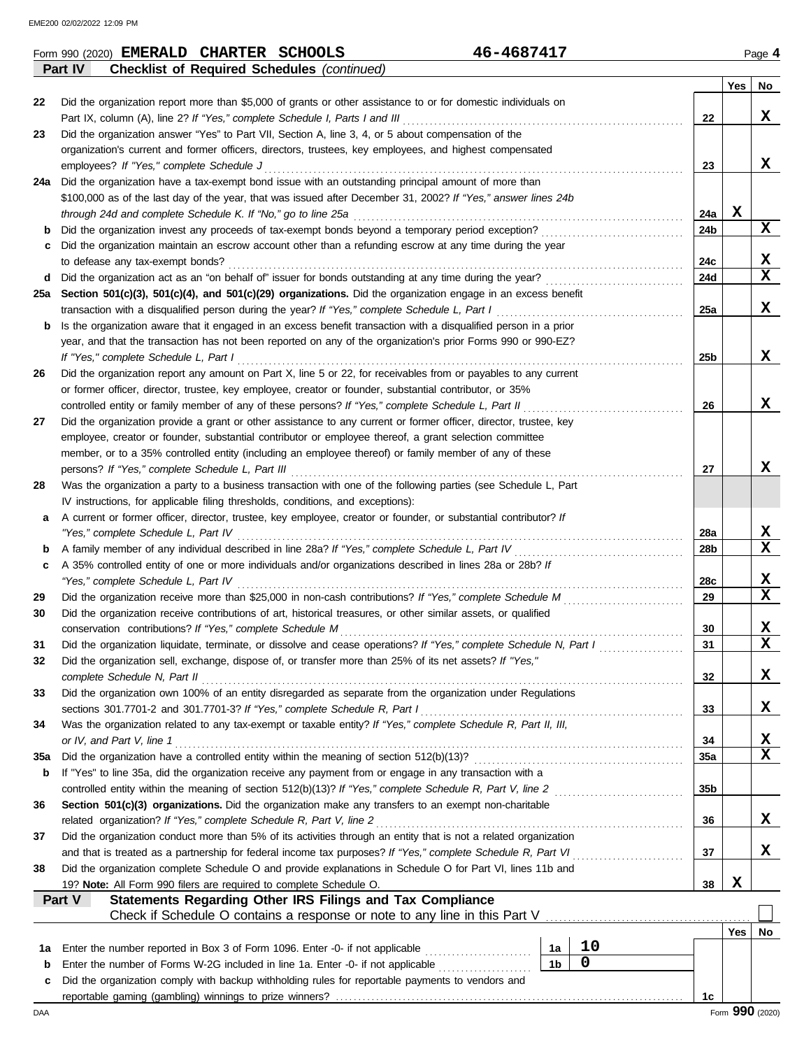Form 990 (2020) **EMERALD CHARTER SCHOOLS** **46-4687417** Page **4**

**Part IV — Checklist of Required Schedules** *(continued)*

| | | | | Yes | No |
|---|---|---|---|---|---|
| 22 | Did the organization report more than $5,000 of grants or other assistance to or for domestic individuals on Part IX, column (A), line 2? *If "Yes," complete Schedule I, Parts I and III* | | 22 | | X |
| 23 | Did the organization answer "Yes" to Part VII, Section A, line 3, 4, or 5 about compensation of the organization's current and former officers, directors, trustees, key employees, and highest compensated employees? *If "Yes," complete Schedule J* | | 23 | | X |
| 24a | Did the organization have a tax-exempt bond issue with an outstanding principal amount of more than $100,000 as of the last day of the year, that was issued after December 31, 2002? *If "Yes," answer lines 24b through 24d and complete Schedule K. If "No," go to line 25a* | | 24a | X | |
| b | Did the organization invest any proceeds of tax-exempt bonds beyond a temporary period exception? | | 24b | | X |
| c | Did the organization maintain an escrow account other than a refunding escrow at any time during the year to defease any tax-exempt bonds? | | 24c | | X |
| d | Did the organization act as an "on behalf of" issuer for bonds outstanding at any time during the year? | | 24d | | X |
| 25a | **Section 501(c)(3), 501(c)(4), and 501(c)(29) organizations.** Did the organization engage in an excess benefit transaction with a disqualified person during the year? *If "Yes," complete Schedule L, Part I* | | 25a | | X |
| b | Is the organization aware that it engaged in an excess benefit transaction with a disqualified person in a prior year, and that the transaction has not been reported on any of the organization's prior Forms 990 or 990-EZ? *If "Yes," complete Schedule L, Part I* | | 25b | | X |
| 26 | Did the organization report any amount on Part X, line 5 or 22, for receivables from or payables to any current or former officer, director, trustee, key employee, creator or founder, substantial contributor, or 35% controlled entity or family member of any of these persons? *If "Yes," complete Schedule L, Part II* | | 26 | | X |
| 27 | Did the organization provide a grant or other assistance to any current or former officer, director, trustee, key employee, creator or founder, substantial contributor or employee thereof, a grant selection committee member, or to a 35% controlled entity (including an employee thereof) or family member of any of these persons? *If "Yes," complete Schedule L, Part III* | | 27 | | X |
| 28 | Was the organization a party to a business transaction with one of the following parties (see Schedule L, Part IV instructions, for applicable filing thresholds, conditions, and exceptions): | | | | |
| a | A current or former officer, director, trustee, key employee, creator or founder, or substantial contributor? *If "Yes," complete Schedule L, Part IV* | | 28a | | X |
| b | A family member of any individual described in line 28a? *If "Yes," complete Schedule L, Part IV* | | 28b | | X |
| c | A 35% controlled entity of one or more individuals and/or organizations described in lines 28a or 28b? *If "Yes," complete Schedule L, Part IV* | | 28c | | X |
| 29 | Did the organization receive more than $25,000 in non-cash contributions? *If "Yes," complete Schedule M* | | 29 | | X |
| 30 | Did the organization receive contributions of art, historical treasures, or other similar assets, or qualified conservation contributions? *If "Yes," complete Schedule M* | | 30 | | X |
| 31 | Did the organization liquidate, terminate, or dissolve and cease operations? *If "Yes," complete Schedule N, Part I* | | 31 | | X |
| 32 | Did the organization sell, exchange, dispose of, or transfer more than 25% of its net assets? *If "Yes," complete Schedule N, Part II* | | 32 | | X |
| 33 | Did the organization own 100% of an entity disregarded as separate from the organization under Regulations sections 301.7701-2 and 301.7701-3? *If "Yes," complete Schedule R, Part I* | | 33 | | X |
| 34 | Was the organization related to any tax-exempt or taxable entity? *If "Yes," complete Schedule R, Part II, III, or IV, and Part V, line 1* | | 34 | | X |
| 35a | Did the organization have a controlled entity within the meaning of section 512(b)(13)? | | 35a | | X |
| b | If "Yes" to line 35a, did the organization receive any payment from or engage in any transaction with a controlled entity within the meaning of section 512(b)(13)? *If "Yes," complete Schedule R, Part V, line 2* | | 35b | | |
| 36 | **Section 501(c)(3) organizations.** Did the organization make any transfers to an exempt non-charitable related organization? *If "Yes," complete Schedule R, Part V, line 2* | | 36 | | X |
| 37 | Did the organization conduct more than 5% of its activities through an entity that is not a related organization and that is treated as a partnership for federal income tax purposes? *If "Yes," complete Schedule R, Part VI* | | 37 | | X |
| 38 | Did the organization complete Schedule O and provide explanations in Schedule O for Part VI, lines 11b and 19? **Note:** All Form 990 filers are required to complete Schedule O. | | 38 | X | |

**Part V — Statements Regarding Other IRS Filings and Tax Compliance**

Check if Schedule O contains a response or note to any line in this Part V ☐

| | | | | Yes | No |
|---|---|---|---|---|---|
| 1a | Enter the number reported in Box 3 of Form 1096. Enter -0- if not applicable | 1a: 10 | | | |
| b | Enter the number of Forms W-2G included in line 1a. Enter -0- if not applicable | 1b: 0 | | | |
| c | Did the organization comply with backup withholding rules for reportable payments to vendors and reportable gaming (gambling) winnings to prize winners? | | 1c | | |

Form **990** (2020)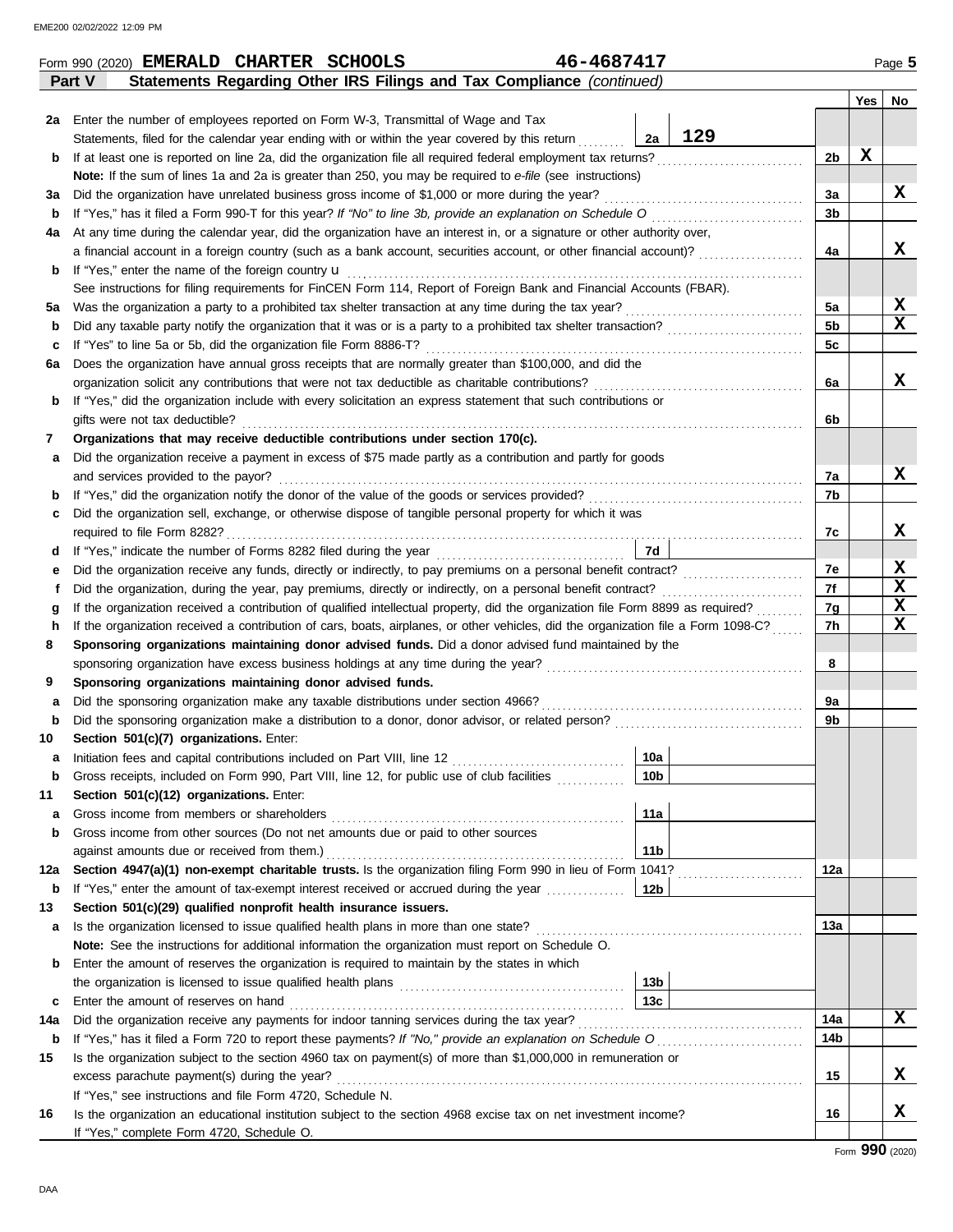Form 990 (2020) **EMERALD CHARTER SCHOOLS** 46-4687417 Page **5**

**Part V Statements Regarding Other IRS Filings and Tax Compliance** *(continued)*

| | | | | Yes | No |
|---|---|---|---|---|---|
| **2a** | Enter the number of employees reported on Form W-3, Transmittal of Wage and Tax Statements, filed for the calendar year ending with or within the year covered by this return — **2a** 129 | | | | |
| **b** | If at least one is reported on line 2a, did the organization file all required federal employment tax returns? | | 2b | X | |
| | **Note:** If the sum of lines 1a and 2a is greater than 250, you may be required to *e-file* (see instructions) | | | | |
| **3a** | Did the organization have unrelated business gross income of $1,000 or more during the year? | | 3a | | X |
| **b** | If "Yes," has it filed a Form 990-T for this year? *If "No" to line 3b, provide an explanation on Schedule O* | | 3b | | |
| **4a** | At any time during the calendar year, did the organization have an interest in, or a signature or other authority over, a financial account in a foreign country (such as a bank account, securities account, or other financial account)? | | 4a | | X |
| **b** | If "Yes," enter the name of the foreign country u | | | | |
| | See instructions for filing requirements for FinCEN Form 114, Report of Foreign Bank and Financial Accounts (FBAR). | | | | |
| **5a** | Was the organization a party to a prohibited tax shelter transaction at any time during the tax year? | | 5a | | X |
| **b** | Did any taxable party notify the organization that it was or is a party to a prohibited tax shelter transaction? | | 5b | | X |
| **c** | If "Yes" to line 5a or 5b, did the organization file Form 8886-T? | | 5c | | |
| **6a** | Does the organization have annual gross receipts that are normally greater than $100,000, and did the organization solicit any contributions that were not tax deductible as charitable contributions? | | 6a | | X |
| **b** | If "Yes," did the organization include with every solicitation an express statement that such contributions or gifts were not tax deductible? | | 6b | | |
| **7** | **Organizations that may receive deductible contributions under section 170(c).** | | | | |
| **a** | Did the organization receive a payment in excess of $75 made partly as a contribution and partly for goods and services provided to the payor? | | 7a | | X |
| **b** | If "Yes," did the organization notify the donor of the value of the goods or services provided? | | 7b | | |
| **c** | Did the organization sell, exchange, or otherwise dispose of tangible personal property for which it was required to file Form 8282? | | 7c | | X |
| **d** | If "Yes," indicate the number of Forms 8282 filed during the year | 7d | | | |
| **e** | Did the organization receive any funds, directly or indirectly, to pay premiums on a personal benefit contract? | | 7e | | X |
| **f** | Did the organization, during the year, pay premiums, directly or indirectly, on a personal benefit contract? | | 7f | | X |
| **g** | If the organization received a contribution of qualified intellectual property, did the organization file Form 8899 as required? | | 7g | | X |
| **h** | If the organization received a contribution of cars, boats, airplanes, or other vehicles, did the organization file a Form 1098-C? | | 7h | | X |
| **8** | **Sponsoring organizations maintaining donor advised funds.** Did a donor advised fund maintained by the sponsoring organization have excess business holdings at any time during the year? | | 8 | | |
| **9** | **Sponsoring organizations maintaining donor advised funds.** | | | | |
| **a** | Did the sponsoring organization make any taxable distributions under section 4966? | | 9a | | |
| **b** | Did the sponsoring organization make a distribution to a donor, donor advisor, or related person? | | 9b | | |
| **10** | **Section 501(c)(7) organizations.** Enter: | | | | |
| **a** | Initiation fees and capital contributions included on Part VIII, line 12 | 10a | | | |
| **b** | Gross receipts, included on Form 990, Part VIII, line 12, for public use of club facilities | 10b | | | |
| **11** | **Section 501(c)(12) organizations.** Enter: | | | | |
| **a** | Gross income from members or shareholders | 11a | | | |
| **b** | Gross income from other sources (Do not net amounts due or paid to other sources against amounts due or received from them.) | 11b | | | |
| **12a** | **Section 4947(a)(1) non-exempt charitable trusts.** Is the organization filing Form 990 in lieu of Form 1041? | | 12a | | |
| **b** | If "Yes," enter the amount of tax-exempt interest received or accrued during the year | 12b | | | |
| **13** | **Section 501(c)(29) qualified nonprofit health insurance issuers.** | | | | |
| **a** | Is the organization licensed to issue qualified health plans in more than one state? | | 13a | | |
| | **Note:** See the instructions for additional information the organization must report on Schedule O. | | | | |
| **b** | Enter the amount of reserves the organization is required to maintain by the states in which the organization is licensed to issue qualified health plans | 13b | | | |
| **c** | Enter the amount of reserves on hand | 13c | | | |
| **14a** | Did the organization receive any payments for indoor tanning services during the tax year? | | 14a | | X |
| **b** | If "Yes," has it filed a Form 720 to report these payments? *If "No," provide an explanation on Schedule O* | | 14b | | |
| **15** | Is the organization subject to the section 4960 tax on payment(s) of more than $1,000,000 in remuneration or excess parachute payment(s) during the year? | | 15 | | X |
| | If "Yes," see instructions and file Form 4720, Schedule N. | | | | |
| **16** | Is the organization an educational institution subject to the section 4968 excise tax on net investment income? | | 16 | | X |
| | If "Yes," complete Form 4720, Schedule O. | | | | |

Form **990** (2020)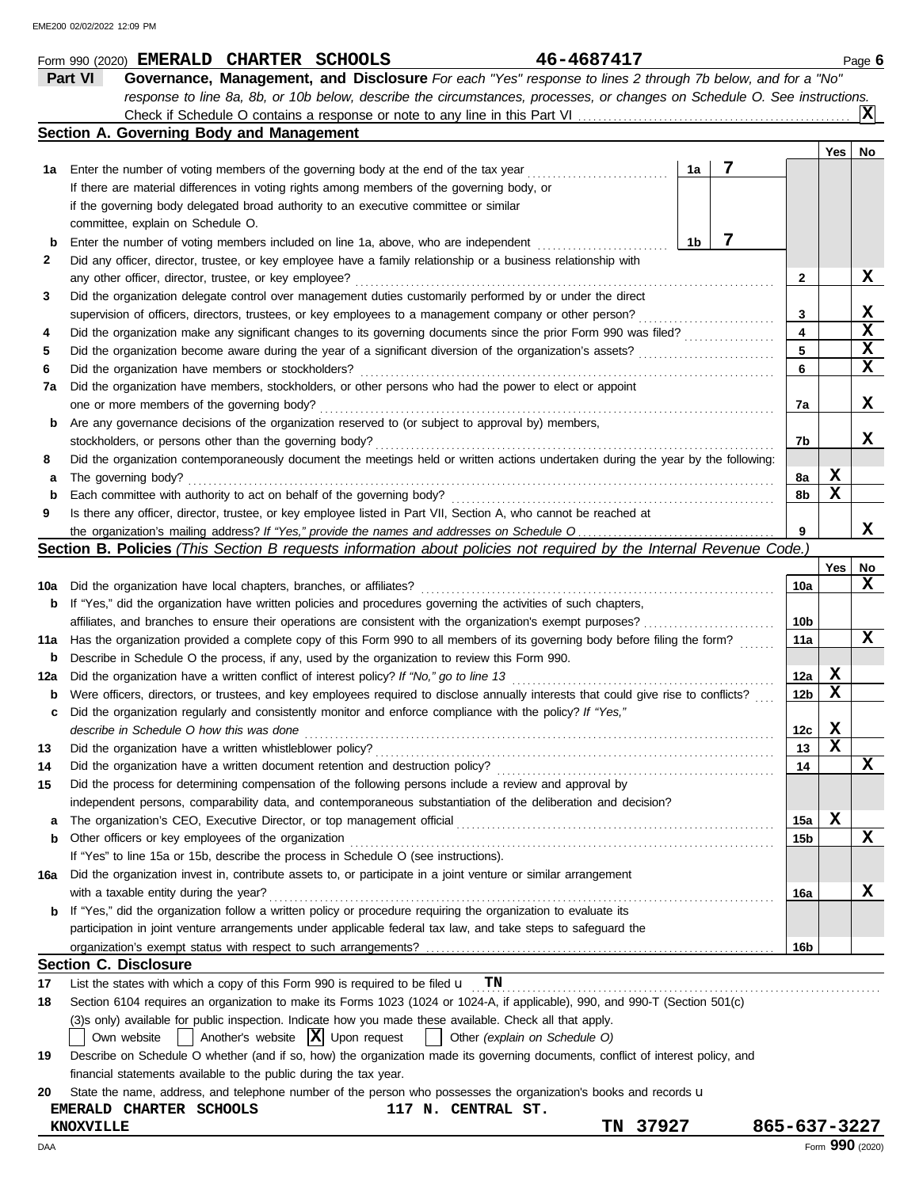Form 990 (2020) **EMERALD CHARTER SCHOOLS** 46-4687417 Page **6**

## Part VI Governance, Management, and Disclosure

*For each "Yes" response to lines 2 through 7b below, and for a "No" response to line 8a, 8b, or 10b below, describe the circumstances, processes, or changes on Schedule O. See instructions.*

Check if Schedule O contains a response or note to any line in this Part VI ... [X]

### Section A. Governing Body and Management

| | | | | Yes | No |
|---|---|---|---|---|---|
| **1a** | Enter the number of voting members of the governing body at the end of the tax year ... **1a** 7 <br> If there are material differences in voting rights among members of the governing body, or if the governing body delegated broad authority to an executive committee or similar committee, explain on Schedule O. | | | | |
| **b** | Enter the number of voting members included on line 1a, above, who are independent ... **1b** 7 | | | | |
| **2** | Did any officer, director, trustee, or key employee have a family relationship or a business relationship with any other officer, director, trustee, or key employee? | | 2 | | X |
| **3** | Did the organization delegate control over management duties customarily performed by or under the direct supervision of officers, directors, trustees, or key employees to a management company or other person? | | 3 | | X |
| **4** | Did the organization make any significant changes to its governing documents since the prior Form 990 was filed? | | 4 | | X |
| **5** | Did the organization become aware during the year of a significant diversion of the organization's assets? | | 5 | | X |
| **6** | Did the organization have members or stockholders? | | 6 | | X |
| **7a** | Did the organization have members, stockholders, or other persons who had the power to elect or appoint one or more members of the governing body? | | 7a | | X |
| **b** | Are any governance decisions of the organization reserved to (or subject to approval by) members, stockholders, or persons other than the governing body? | | 7b | | X |
| **8** | Did the organization contemporaneously document the meetings held or written actions undertaken during the year by the following: | | | | |
| **a** | The governing body? | | 8a | X | |
| **b** | Each committee with authority to act on behalf of the governing body? | | 8b | X | |
| **9** | Is there any officer, director, trustee, or key employee listed in Part VII, Section A, who cannot be reached at the organization's mailing address? *If "Yes," provide the names and addresses on Schedule O* | | 9 | | X |

### Section B. Policies *(This Section B requests information about policies not required by the Internal Revenue Code.)*

| | | | Yes | No |
|---|---|---|---|---|
| **10a** | Did the organization have local chapters, branches, or affiliates? | 10a | | X |
| **b** | If "Yes," did the organization have written policies and procedures governing the activities of such chapters, affiliates, and branches to ensure their operations are consistent with the organization's exempt purposes? | 10b | | |
| **11a** | Has the organization provided a complete copy of this Form 990 to all members of its governing body before filing the form? | 11a | | X |
| **b** | Describe in Schedule O the process, if any, used by the organization to review this Form 990. | | | |
| **12a** | Did the organization have a written conflict of interest policy? *If "No," go to line 13* | 12a | X | |
| **b** | Were officers, directors, or trustees, and key employees required to disclose annually interests that could give rise to conflicts? | 12b | X | |
| **c** | Did the organization regularly and consistently monitor and enforce compliance with the policy? *If "Yes," describe in Schedule O how this was done* | 12c | X | |
| **13** | Did the organization have a written whistleblower policy? | 13 | X | |
| **14** | Did the organization have a written document retention and destruction policy? | 14 | | X |
| **15** | Did the process for determining compensation of the following persons include a review and approval by independent persons, comparability data, and contemporaneous substantiation of the deliberation and decision? | | | |
| **a** | The organization's CEO, Executive Director, or top management official | 15a | X | |
| **b** | Other officers or key employees of the organization | 15b | | X |
| | If "Yes" to line 15a or 15b, describe the process in Schedule O (see instructions). | | | |
| **16a** | Did the organization invest in, contribute assets to, or participate in a joint venture or similar arrangement with a taxable entity during the year? | 16a | | X |
| **b** | If "Yes," did the organization follow a written policy or procedure requiring the organization to evaluate its participation in joint venture arrangements under applicable federal tax law, and take steps to safeguard the organization's exempt status with respect to such arrangements? | 16b | | |

### Section C. Disclosure

**17** List the states with which a copy of this Form 990 is required to be filed u **TN**

**18** Section 6104 requires an organization to make its Forms 1023 (1024 or 1024-A, if applicable), 990, and 990-T (Section 501(c)(3)s only) available for public inspection. Indicate how you made these available. Check all that apply.

[ ] Own website [ ] Another's website [X] Upon request [ ] Other *(explain on Schedule O)*

**19** Describe on Schedule O whether (and if so, how) the organization made its governing documents, conflict of interest policy, and financial statements available to the public during the tax year.

**20** State the name, address, and telephone number of the person who possesses the organization's books and records u

EMERALD CHARTER SCHOOLS 117 N. CENTRAL ST.
KNOXVILLE TN 37927 865-637-3227

Form **990** (2020)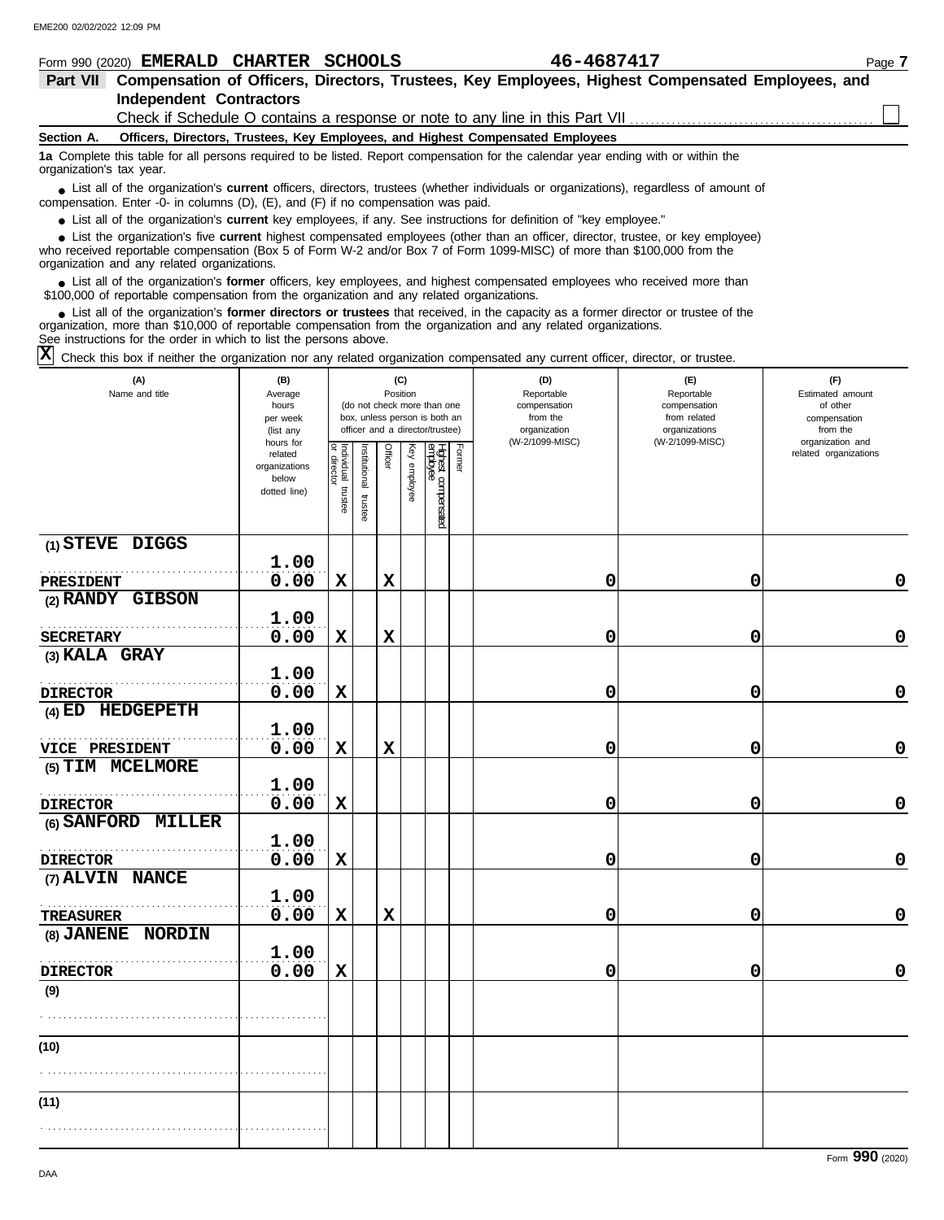Form 990 (2020) **EMERALD CHARTER SCHOOLS** **46-4687417** Page **7**

## Part VII Compensation of Officers, Directors, Trustees, Key Employees, Highest Compensated Employees, and Independent Contractors

Check if Schedule O contains a response or note to any line in this Part VII ☐

### Section A. Officers, Directors, Trustees, Key Employees, and Highest Compensated Employees

**1a** Complete this table for all persons required to be listed. Report compensation for the calendar year ending with or within the organization's tax year.

- List all of the organization's **current** officers, directors, trustees (whether individuals or organizations), regardless of amount of compensation. Enter -0- in columns (D), (E), and (F) if no compensation was paid.
- List all of the organization's **current** key employees, if any. See instructions for definition of "key employee."
- List the organization's five **current** highest compensated employees (other than an officer, director, trustee, or key employee) who received reportable compensation (Box 5 of Form W-2 and/or Box 7 of Form 1099-MISC) of more than $100,000 from the organization and any related organizations.
- List all of the organization's **former** officers, key employees, and highest compensated employees who received more than $100,000 of reportable compensation from the organization and any related organizations.
- List all of the organization's **former directors or trustees** that received, in the capacity as a former director or trustee of the organization, more than $10,000 of reportable compensation from the organization and any related organizations.

See instructions for the order in which to list the persons above.

☒ Check this box if neither the organization nor any related organization compensated any current officer, director, or trustee.

| (A) Name and title | (B) Average hours per week (list any hours for related organizations below dotted line) | (C) Position: Individual trustee or director | Institutional trustee | Officer | Key employee | Highest compensated employee | Former | (D) Reportable compensation from the organization (W-2/1099-MISC) | (E) Reportable compensation from related organizations (W-2/1099-MISC) | (F) Estimated amount of other compensation from the organization and related organizations |
|---|---|---|---|---|---|---|---|---|---|---|
| (1) STEVE DIGGS<br>PRESIDENT | 1.00<br>0.00 | X | | X | | | | 0 | 0 | 0 |
| (2) RANDY GIBSON<br>SECRETARY | 1.00<br>0.00 | X | | X | | | | 0 | 0 | 0 |
| (3) KALA GRAY<br>DIRECTOR | 1.00<br>0.00 | X | | | | | | 0 | 0 | 0 |
| (4) ED HEDGEPETH<br>VICE PRESIDENT | 1.00<br>0.00 | X | | X | | | | 0 | 0 | 0 |
| (5) TIM MCELMORE<br>DIRECTOR | 1.00<br>0.00 | X | | | | | | 0 | 0 | 0 |
| (6) SANFORD MILLER<br>DIRECTOR | 1.00<br>0.00 | X | | | | | | 0 | 0 | 0 |
| (7) ALVIN NANCE<br>TREASURER | 1.00<br>0.00 | X | | X | | | | 0 | 0 | 0 |
| (8) JANENE NORDIN<br>DIRECTOR | 1.00<br>0.00 | X | | | | | | 0 | 0 | 0 |
| (9) | | | | | | | | | | |
| (10) | | | | | | | | | | |
| (11) | | | | | | | | | | |

Form **990** (2020)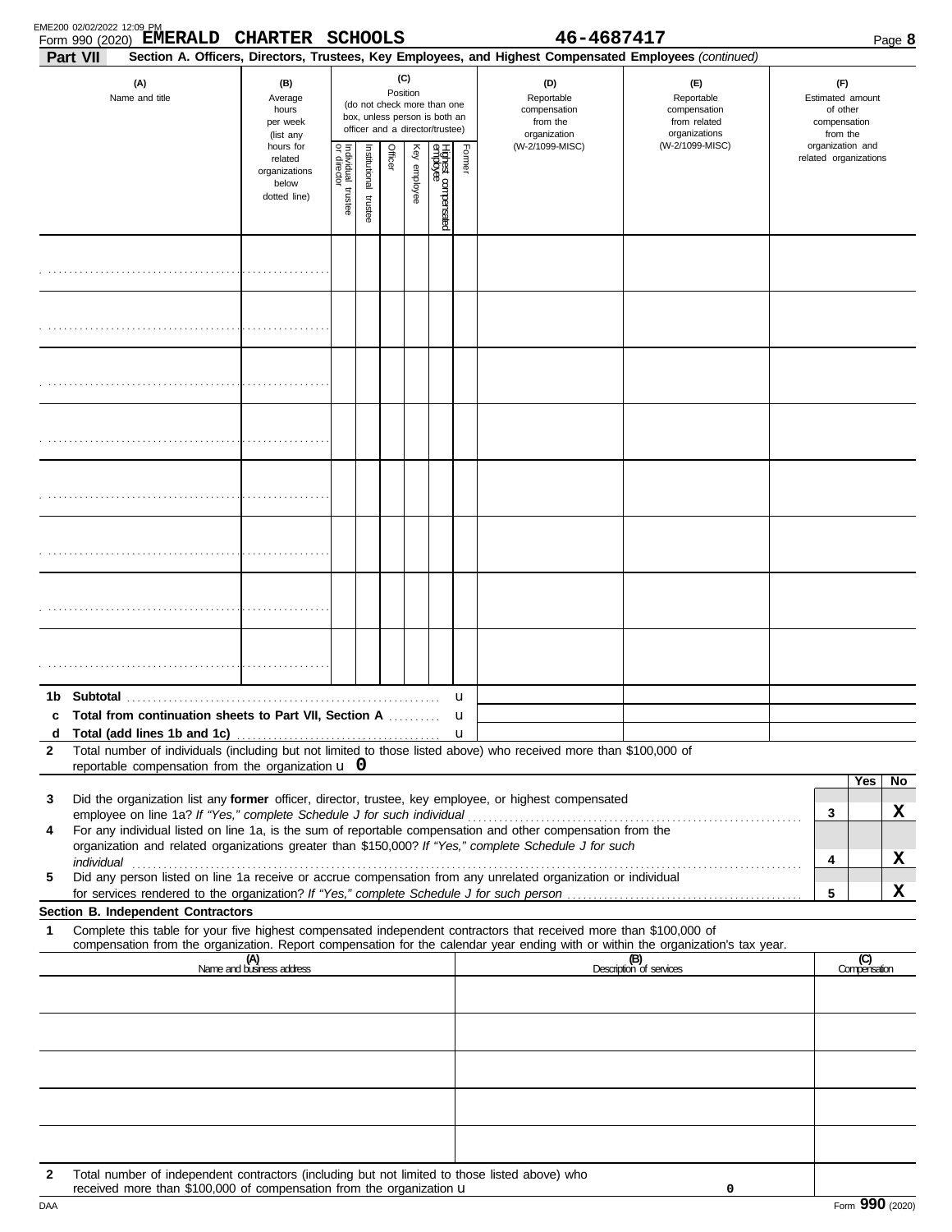Form 990 (2020) **EMERALD CHARTER SCHOOLS** 46-4687417

**Part VII** **Section A. Officers, Directors, Trustees, Key Employees, and Highest Compensated Employees** *(continued)*

| (A) Name and title | (B) Average hours per week (list any hours for related organizations below dotted line) | (C) Position (do not check more than one box, unless person is both an officer and a director/trustee) | | | | | | (D) Reportable compensation from the organization (W-2/1099-MISC) | (E) Reportable compensation from related organizations (W-2/1099-MISC) | (F) Estimated amount of other compensation from the organization and related organizations |
|---|---|---|---|---|---|---|---|---|---|---|
| | | Individual trustee or director | Institutional trustee | Officer | Key employee | Highest compensated employee | Former | | | |
| | | | | | | | | | | |
| | | | | | | | | | | |
| | | | | | | | | | | |
| | | | | | | | | | | |
| | | | | | | | | | | |
| | | | | | | | | | | |
| | | | | | | | | | | |
| | | | | | | | | | | |

**1b Subtotal** . . . u

**c Total from continuation sheets to Part VII, Section A** . . . u

**d Total (add lines 1b and 1c)** . . . u

**2** Total number of individuals (including but not limited to those listed above) who received more than $100,000 of reportable compensation from the organization u **0**

| | | | Yes | No |
|---|---|---|---|---|
| 3 | Did the organization list any **former** officer, director, trustee, key employee, or highest compensated employee on line 1a? *If "Yes," complete Schedule J for such individual* | 3 | | X |
| 4 | For any individual listed on line 1a, is the sum of reportable compensation and other compensation from the organization and related organizations greater than $150,000? *If "Yes," complete Schedule J for such individual* | 4 | | X |
| 5 | Did any person listed on line 1a receive or accrue compensation from any unrelated organization or individual for services rendered to the organization? *If "Yes," complete Schedule J for such person* | 5 | | X |

**Section B. Independent Contractors**

**1** Complete this table for your five highest compensated independent contractors that received more than $100,000 of compensation from the organization. Report compensation for the calendar year ending with or within the organization's tax year.

| (A) Name and business address | (B) Description of services | (C) Compensation |
|---|---|---|
| | | |
| | | |
| | | |
| | | |
| | | |

**2** Total number of independent contractors (including but not limited to those listed above) who received more than $100,000 of compensation from the organization u **0**

Form **990** (2020)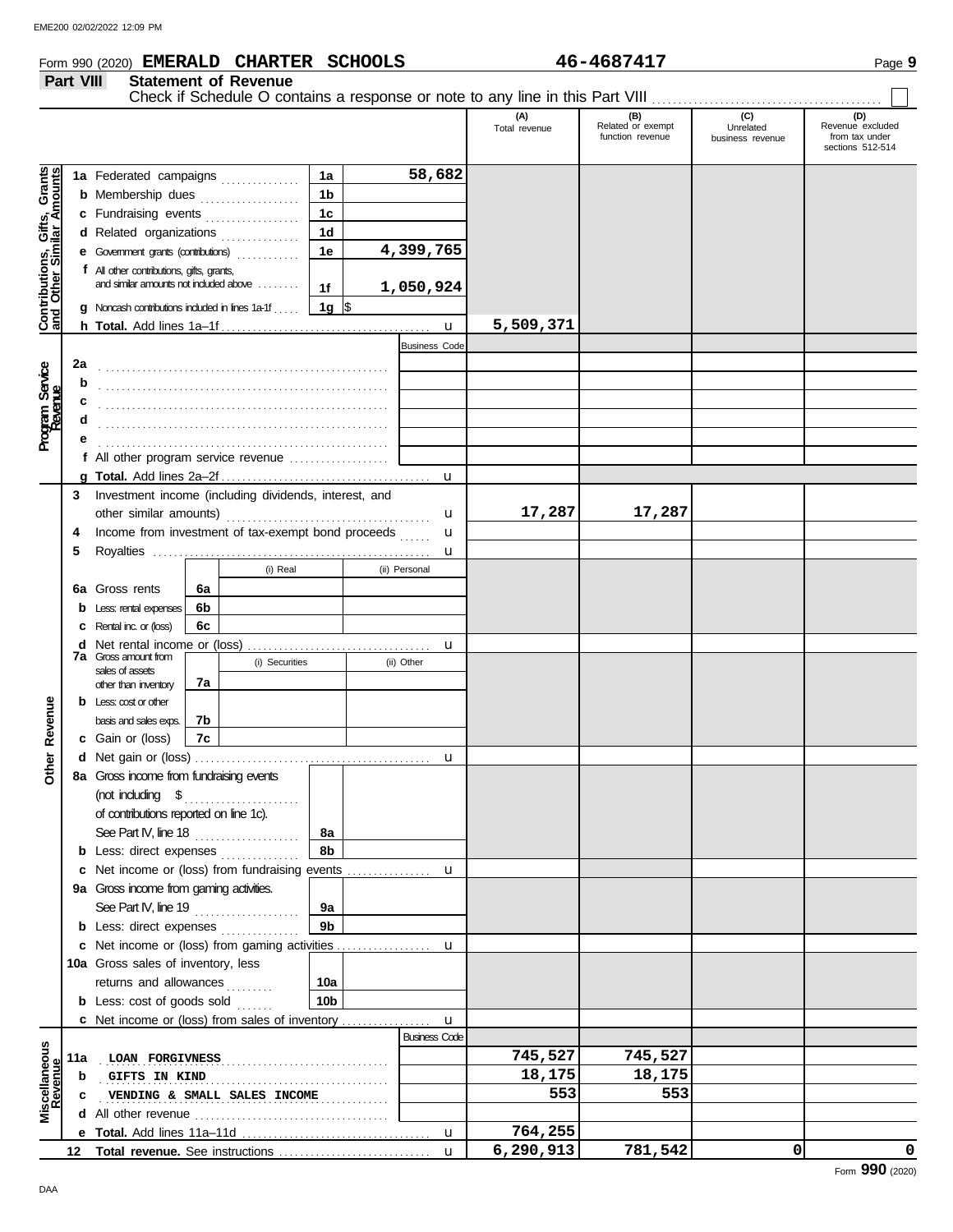Form 990 (2020) **EMERALD CHARTER SCHOOLS** **46-4687417** Page **9**

## Part VIII Statement of Revenue

Check if Schedule O contains a response or note to any line in this Part VIII ☐

| | | | | (A) Total revenue | (B) Related or exempt function revenue | (C) Unrelated business revenue | (D) Revenue excluded from tax under sections 512-514 |
|---|---|---|---|---|---|---|---|
| **Contributions, Gifts, Grants and Other Similar Amounts** | 1a Federated campaigns | 1a | 58,682 | | | | |
| | b Membership dues | 1b | | | | | |
| | c Fundraising events | 1c | | | | | |
| | d Related organizations | 1d | | | | | |
| | e Government grants (contributions) | 1e | 4,399,765 | | | | |
| | f All other contributions, gifts, grants, and similar amounts not included above | 1f | 1,050,924 | | | | |
| | g Noncash contributions included in lines 1a-1f | 1g | $ | | | | |
| | h **Total.** Add lines 1a–1f | | u | 5,509,371 | | | |
| **Program Service Revenue** | | | Business Code | | | | |
| | 2a | | | | | | |
| | b | | | | | | |
| | c | | | | | | |
| | d | | | | | | |
| | e | | | | | | |
| | f All other program service revenue | | | | | | |
| | g **Total.** Add lines 2a–2f | | u | | | | |
| **Other Revenue** | 3 Investment income (including dividends, interest, and other similar amounts) | | u | 17,287 | 17,287 | | |
| | 4 Income from investment of tax-exempt bond proceeds | | u | | | | |
| | 5 Royalties | | u | | | | |
| | | (i) Real | (ii) Personal | | | | |
| | 6a Gross rents — 6a | | | | | | |
| | b Less: rental expenses — 6b | | | | | | |
| | c Rental inc. or (loss) — 6c | | | | | | |
| | d Net rental income or (loss) | | u | | | | |
| | | (i) Securities | (ii) Other | | | | |
| | 7a Gross amount from sales of assets other than inventory — 7a | | | | | | |
| | b Less: cost or other basis and sales exps. — 7b | | | | | | |
| | c Gain or (loss) — 7c | | | | | | |
| | d Net gain or (loss) | | u | | | | |
| | 8a Gross income from fundraising events (not including $ of contributions reported on line 1c). See Part IV, line 18 | 8a | | | | | |
| | b Less: direct expenses | 8b | | | | | |
| | c Net income or (loss) from fundraising events | | u | | | | |
| | 9a Gross income from gaming activities. See Part IV, line 19 | 9a | | | | | |
| | b Less: direct expenses | 9b | | | | | |
| | c Net income or (loss) from gaming activities | | u | | | | |
| | 10a Gross sales of inventory, less returns and allowances | 10a | | | | | |
| | b Less: cost of goods sold | 10b | | | | | |
| | c Net income or (loss) from sales of inventory | | u | | | | |
| **Miscellaneous Revenue** | | | Business Code | | | | |
| | 11a LOAN FORGIVNESS | | | 745,527 | 745,527 | | |
| | b GIFTS IN KIND | | | 18,175 | 18,175 | | |
| | c VENDING & SMALL SALES INCOME | | | 553 | 553 | | |
| | d All other revenue | | | | | | |
| | e **Total.** Add lines 11a–11d | | u | 764,255 | | | |
| | 12 **Total revenue.** See instructions | | u | 6,290,913 | 781,542 | 0 | 0 |

Form **990** (2020)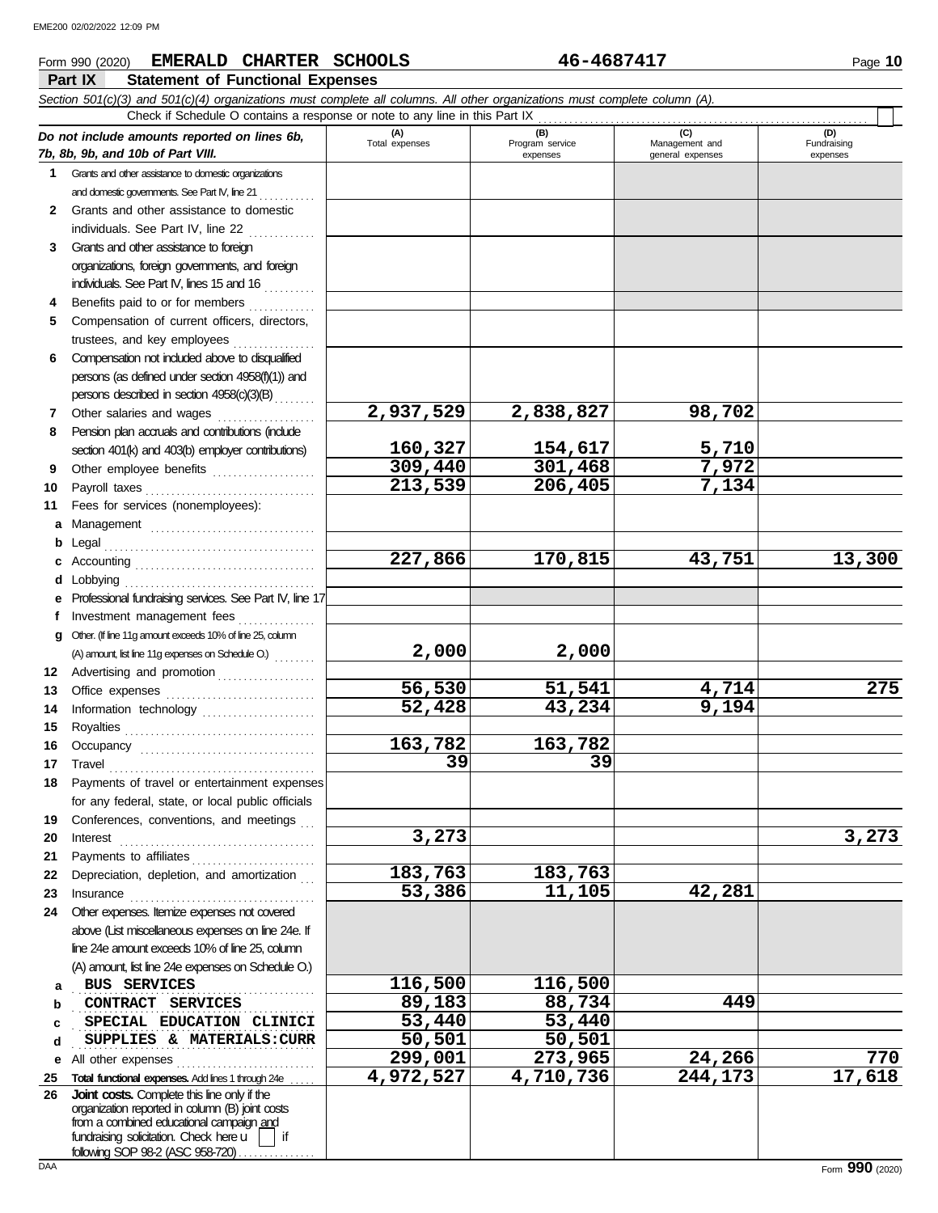Form 990 (2020) **EMERALD CHARTER SCHOOLS** 46-4687417 Page **10**

## Part IX Statement of Functional Expenses

*Section 501(c)(3) and 501(c)(4) organizations must complete all columns. All other organizations must complete column (A).*

Check if Schedule O contains a response or note to any line in this Part IX

| *Do not include amounts reported on lines 6b, 7b, 8b, 9b, and 10b of Part VIII.* | (A) Total expenses | (B) Program service expenses | (C) Management and general expenses | (D) Fundraising expenses |
|---|---|---|---|---|
| **1** Grants and other assistance to domestic organizations and domestic governments. See Part IV, line 21 | | | | |
| **2** Grants and other assistance to domestic individuals. See Part IV, line 22 | | | | |
| **3** Grants and other assistance to foreign organizations, foreign governments, and foreign individuals. See Part IV, lines 15 and 16 | | | | |
| **4** Benefits paid to or for members | | | | |
| **5** Compensation of current officers, directors, trustees, and key employees | | | | |
| **6** Compensation not included above to disqualified persons (as defined under section 4958(f)(1)) and persons described in section 4958(c)(3)(B) | | | | |
| **7** Other salaries and wages | 2,937,529 | 2,838,827 | 98,702 | |
| **8** Pension plan accruals and contributions (include section 401(k) and 403(b) employer contributions) | 160,327 | 154,617 | 5,710 | |
| **9** Other employee benefits | 309,440 | 301,468 | 7,972 | |
| **10** Payroll taxes | 213,539 | 206,405 | 7,134 | |
| **11** Fees for services (nonemployees): | | | | |
| **a** Management | | | | |
| **b** Legal | | | | |
| **c** Accounting | 227,866 | 170,815 | 43,751 | 13,300 |
| **d** Lobbying | | | | |
| **e** Professional fundraising services. See Part IV, line 17 | | | | |
| **f** Investment management fees | | | | |
| **g** Other. (If line 11g amount exceeds 10% of line 25, column (A) amount, list line 11g expenses on Schedule O.) | 2,000 | 2,000 | | |
| **12** Advertising and promotion | | | | |
| **13** Office expenses | 56,530 | 51,541 | 4,714 | 275 |
| **14** Information technology | 52,428 | 43,234 | 9,194 | |
| **15** Royalties | | | | |
| **16** Occupancy | 163,782 | 163,782 | | |
| **17** Travel | 39 | 39 | | |
| **18** Payments of travel or entertainment expenses for any federal, state, or local public officials | | | | |
| **19** Conferences, conventions, and meetings | | | | |
| **20** Interest | 3,273 | | | 3,273 |
| **21** Payments to affiliates | | | | |
| **22** Depreciation, depletion, and amortization | 183,763 | 183,763 | | |
| **23** Insurance | 53,386 | 11,105 | 42,281 | |
| **24** Other expenses. Itemize expenses not covered above (List miscellaneous expenses on line 24e. If line 24e amount exceeds 10% of line 25, column (A) amount, list line 24e expenses on Schedule O.) | | | | |
| **a** BUS SERVICES | 116,500 | 116,500 | | |
| **b** CONTRACT SERVICES | 89,183 | 88,734 | 449 | |
| **c** SPECIAL EDUCATION CLINICI | 53,440 | 53,440 | | |
| **d** SUPPLIES & MATERIALS:CURR | 50,501 | 50,501 | | |
| **e** All other expenses | 299,001 | 273,965 | 24,266 | 770 |
| **25 Total functional expenses.** Add lines 1 through 24e | 4,972,527 | 4,710,736 | 244,173 | 17,618 |
| **26 Joint costs.** Complete this line only if the organization reported in column (B) joint costs from a combined educational campaign and fundraising solicitation. Check here ☐ if following SOP 98-2 (ASC 958-720) | | | | |

Form **990** (2020)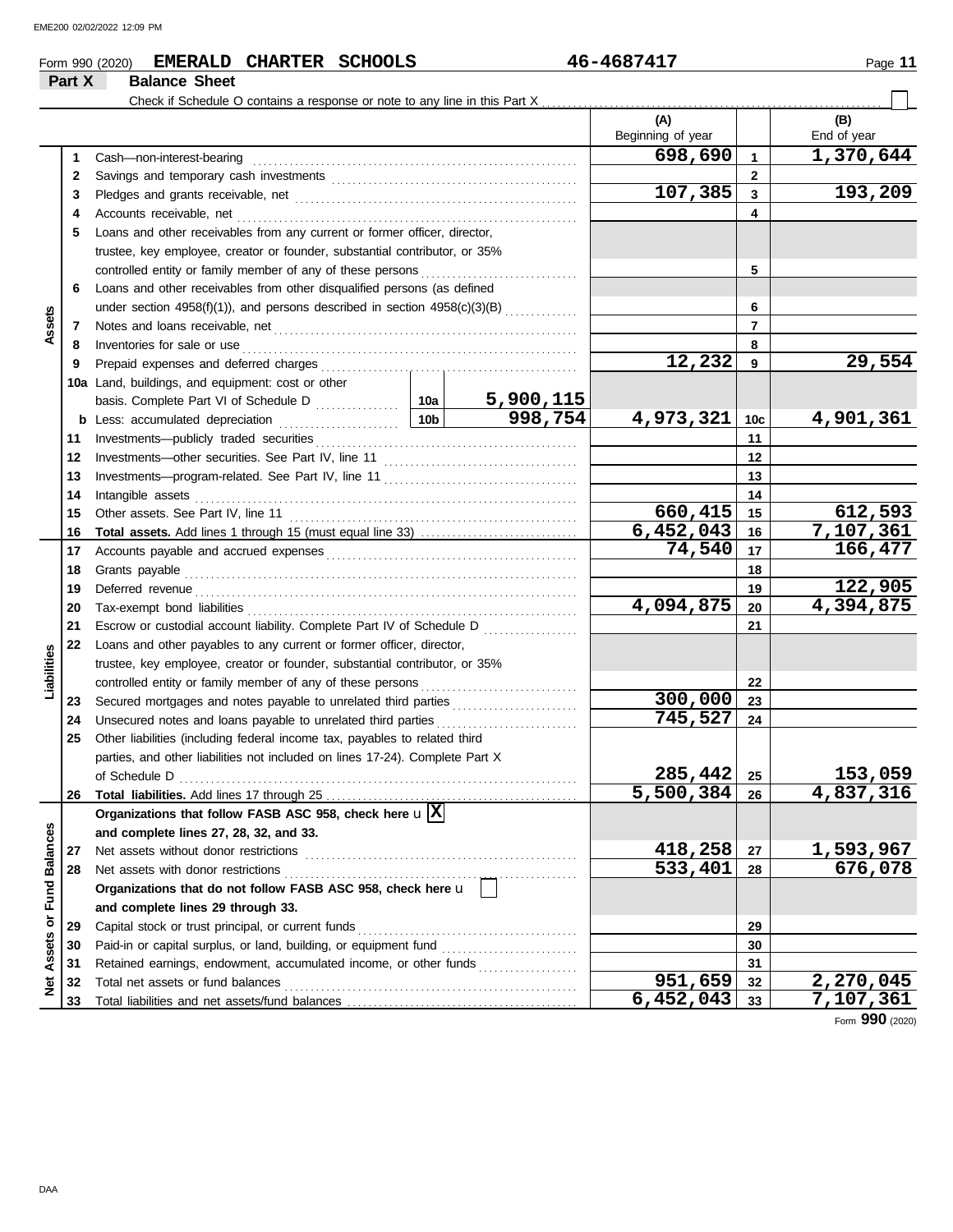Form 990 (2020) **EMERALD CHARTER SCHOOLS** **46-4687417**

## Part X Balance Sheet

Check if Schedule O contains a response or note to any line in this Part X ☐

| | | | | (A) Beginning of year | | (B) End of year |
|---|---|---|---|---|---|---|
| **Assets** | 1 | Cash—non-interest-bearing | | 698,690 | 1 | 1,370,644 |
| | 2 | Savings and temporary cash investments | | | 2 | |
| | 3 | Pledges and grants receivable, net | | 107,385 | 3 | 193,209 |
| | 4 | Accounts receivable, net | | | 4 | |
| | 5 | Loans and other receivables from any current or former officer, director, trustee, key employee, creator or founder, substantial contributor, or 35% controlled entity or family member of any of these persons | | | 5 | |
| | 6 | Loans and other receivables from other disqualified persons (as defined under section 4958(f)(1)), and persons described in section 4958(c)(3)(B) | | | 6 | |
| | 7 | Notes and loans receivable, net | | | 7 | |
| | 8 | Inventories for sale or use | | | 8 | |
| | 9 | Prepaid expenses and deferred charges | | 12,232 | 9 | 29,554 |
| | 10a | Land, buildings, and equipment: cost or other basis. Complete Part VI of Schedule D | 10a 5,900,115 | | | |
| | b | Less: accumulated depreciation | 10b 998,754 | 4,973,321 | 10c | 4,901,361 |
| | 11 | Investments—publicly traded securities | | | 11 | |
| | 12 | Investments—other securities. See Part IV, line 11 | | | 12 | |
| | 13 | Investments—program-related. See Part IV, line 11 | | | 13 | |
| | 14 | Intangible assets | | | 14 | |
| | 15 | Other assets. See Part IV, line 11 | | 660,415 | 15 | 612,593 |
| | 16 | **Total assets.** Add lines 1 through 15 (must equal line 33) | | 6,452,043 | 16 | 7,107,361 |
| **Liabilities** | 17 | Accounts payable and accrued expenses | | 74,540 | 17 | 166,477 |
| | 18 | Grants payable | | | 18 | |
| | 19 | Deferred revenue | | | 19 | 122,905 |
| | 20 | Tax-exempt bond liabilities | | 4,094,875 | 20 | 4,394,875 |
| | 21 | Escrow or custodial account liability. Complete Part IV of Schedule D | | | 21 | |
| | 22 | Loans and other payables to any current or former officer, director, trustee, key employee, creator or founder, substantial contributor, or 35% controlled entity or family member of any of these persons | | | 22 | |
| | 23 | Secured mortgages and notes payable to unrelated third parties | | 300,000 | 23 | |
| | 24 | Unsecured notes and loans payable to unrelated third parties | | 745,527 | 24 | |
| | 25 | Other liabilities (including federal income tax, payables to related third parties, and other liabilities not included on lines 17-24). Complete Part X of Schedule D | | 285,442 | 25 | 153,059 |
| | 26 | **Total liabilities.** Add lines 17 through 25 | | 5,500,384 | 26 | 4,837,316 |
| **Net Assets or Fund Balances** | | **Organizations that follow FASB ASC 958, check here** ☒ **and complete lines 27, 28, 32, and 33.** | | | | |
| | 27 | Net assets without donor restrictions | | 418,258 | 27 | 1,593,967 |
| | 28 | Net assets with donor restrictions | | 533,401 | 28 | 676,078 |
| | | **Organizations that do not follow FASB ASC 958, check here** ☐ **and complete lines 29 through 33.** | | | | |
| | 29 | Capital stock or trust principal, or current funds | | | 29 | |
| | 30 | Paid-in or capital surplus, or land, building, or equipment fund | | | 30 | |
| | 31 | Retained earnings, endowment, accumulated income, or other funds | | | 31 | |
| | 32 | Total net assets or fund balances | | 951,659 | 32 | 2,270,045 |
| | 33 | Total liabilities and net assets/fund balances | | 6,452,043 | 33 | 7,107,361 |

Form **990** (2020)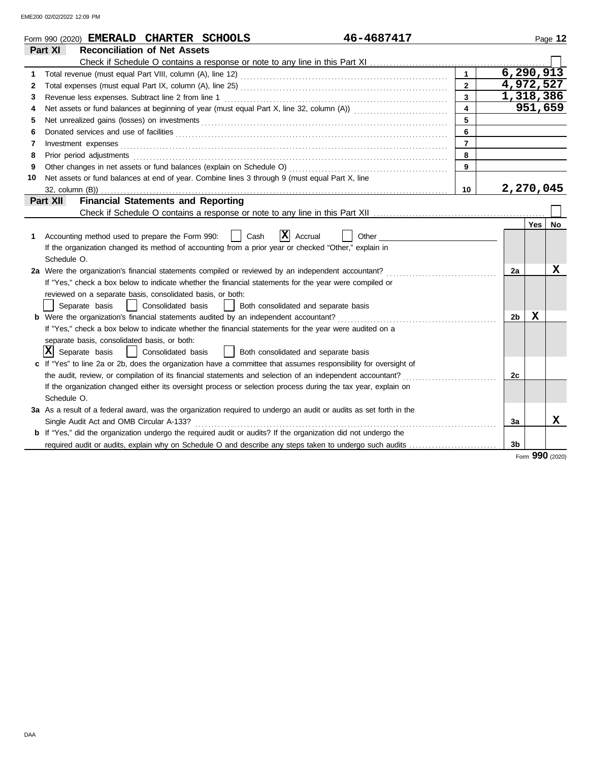Form 990 (2020) **EMERALD CHARTER SCHOOLS** **46-4687417**

## Part XI Reconciliation of Net Assets

Check if Schedule O contains a response or note to any line in this Part XI ☐

| | | | |
|---|---|---|---|
| 1 | Total revenue (must equal Part VIII, column (A), line 12) | 1 | 6,290,913 |
| 2 | Total expenses (must equal Part IX, column (A), line 25) | 2 | 4,972,527 |
| 3 | Revenue less expenses. Subtract line 2 from line 1 | 3 | 1,318,386 |
| 4 | Net assets or fund balances at beginning of year (must equal Part X, line 32, column (A)) | 4 | 951,659 |
| 5 | Net unrealized gains (losses) on investments | 5 | |
| 6 | Donated services and use of facilities | 6 | |
| 7 | Investment expenses | 7 | |
| 8 | Prior period adjustments | 8 | |
| 9 | Other changes in net assets or fund balances (explain on Schedule O) | 9 | |
| 10 | Net assets or fund balances at end of year. Combine lines 3 through 9 (must equal Part X, line 32, column (B)) | 10 | 2,270,045 |

## Part XII Financial Statements and Reporting

Check if Schedule O contains a response or note to any line in this Part XII ☐

| | | | Yes | No |
|---|---|---|---|---|
| 1 | Accounting method used to prepare the Form 990: ☐ Cash ☒ Accrual ☐ Other<br>If the organization changed its method of accounting from a prior year or checked "Other," explain in Schedule O. | | | |
| 2a | Were the organization's financial statements compiled or reviewed by an independent accountant?<br>If "Yes," check a box below to indicate whether the financial statements for the year were compiled or reviewed on a separate basis, consolidated basis, or both:<br>☐ Separate basis ☐ Consolidated basis ☐ Both consolidated and separate basis | 2a | | X |
| b | Were the organization's financial statements audited by an independent accountant?<br>If "Yes," check a box below to indicate whether the financial statements for the year were audited on a separate basis, consolidated basis, or both:<br>☒ Separate basis ☐ Consolidated basis ☐ Both consolidated and separate basis | 2b | X | |
| c | If "Yes" to line 2a or 2b, does the organization have a committee that assumes responsibility for oversight of the audit, review, or compilation of its financial statements and selection of an independent accountant?<br>If the organization changed either its oversight process or selection process during the tax year, explain on Schedule O. | 2c | | |
| 3a | As a result of a federal award, was the organization required to undergo an audit or audits as set forth in the Single Audit Act and OMB Circular A-133? | 3a | | X |
| b | If "Yes," did the organization undergo the required audit or audits? If the organization did not undergo the required audit or audits, explain why on Schedule O and describe any steps taken to undergo such audits | 3b | | |

Form **990** (2020)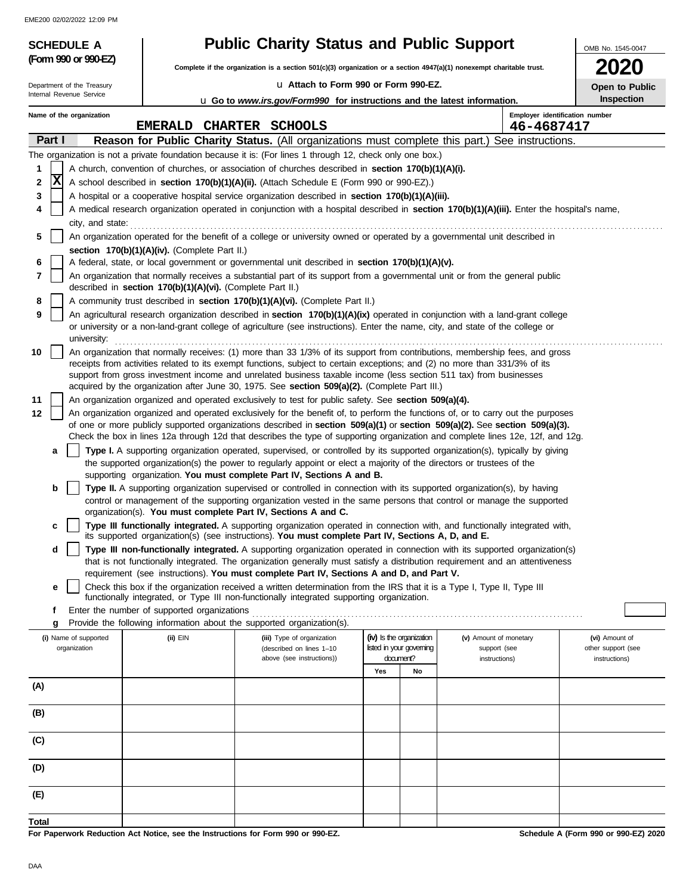EME200 02/02/2022 12:09 PM

**SCHEDULE A (Form 990 or 990-EZ)**

Department of the Treasury
Internal Revenue Service

# Public Charity Status and Public Support

**Complete if the organization is a section 501(c)(3) organization or a section 4947(a)(1) nonexempt charitable trust.**

u Attach to Form 990 or Form 990-EZ.

u Go to *www.irs.gov/Form990* for instructions and the latest information.

OMB No. 1545-0047

**2020**

**Open to Public Inspection**

Name of the organization: EMERALD CHARTER SCHOOLS

Employer identification number: 46-4687417

## Part I Reason for Public Charity Status. (All organizations must complete this part.) See instructions.

The organization is not a private foundation because it is: (For lines 1 through 12, check only one box.)

1 [ ] A church, convention of churches, or association of churches described in **section 170(b)(1)(A)(i).**

2 [X] A school described in **section 170(b)(1)(A)(ii).** (Attach Schedule E (Form 990 or 990-EZ).)

3 [ ] A hospital or a cooperative hospital service organization described in **section 170(b)(1)(A)(iii).**

4 [ ] A medical research organization operated in conjunction with a hospital described in **section 170(b)(1)(A)(iii).** Enter the hospital's name, city, and state:

5 [ ] An organization operated for the benefit of a college or university owned or operated by a governmental unit described in **section 170(b)(1)(A)(iv).** (Complete Part II.)

6 [ ] A federal, state, or local government or governmental unit described in **section 170(b)(1)(A)(v).**

7 [ ] An organization that normally receives a substantial part of its support from a governmental unit or from the general public described in **section 170(b)(1)(A)(vi).** (Complete Part II.)

8 [ ] A community trust described in **section 170(b)(1)(A)(vi).** (Complete Part II.)

9 [ ] An agricultural research organization described in **section 170(b)(1)(A)(ix)** operated in conjunction with a land-grant college or university or a non-land-grant college of agriculture (see instructions). Enter the name, city, and state of the college or university:

10 [ ] An organization that normally receives: (1) more than 33 1/3% of its support from contributions, membership fees, and gross receipts from activities related to its exempt functions, subject to certain exceptions; and (2) no more than 331/3% of its support from gross investment income and unrelated business taxable income (less section 511 tax) from businesses acquired by the organization after June 30, 1975. See **section 509(a)(2).** (Complete Part III.)

11 [ ] An organization organized and operated exclusively to test for public safety. See **section 509(a)(4).**

12 [ ] An organization organized and operated exclusively for the benefit of, to perform the functions of, or to carry out the purposes of one or more publicly supported organizations described in **section 509(a)(1)** or **section 509(a)(2).** See **section 509(a)(3).** Check the box in lines 12a through 12d that describes the type of supporting organization and complete lines 12e, 12f, and 12g.

a [ ] **Type I.** A supporting organization operated, supervised, or controlled by its supported organization(s), typically by giving the supported organization(s) the power to regularly appoint or elect a majority of the directors or trustees of the supporting organization. **You must complete Part IV, Sections A and B.**

b [ ] **Type II.** A supporting organization supervised or controlled in connection with its supported organization(s), by having control or management of the supporting organization vested in the same persons that control or manage the supported organization(s). **You must complete Part IV, Sections A and C.**

c [ ] **Type III functionally integrated.** A supporting organization operated in connection with, and functionally integrated with, its supported organization(s) (see instructions). **You must complete Part IV, Sections A, D, and E.**

d [ ] **Type III non-functionally integrated.** A supporting organization operated in connection with its supported organization(s) that is not functionally integrated. The organization generally must satisfy a distribution requirement and an attentiveness requirement (see instructions). **You must complete Part IV, Sections A and D, and Part V.**

e [ ] Check this box if the organization received a written determination from the IRS that it is a Type I, Type II, Type III functionally integrated, or Type III non-functionally integrated supporting organization.

f Enter the number of supported organizations

g Provide the following information about the supported organization(s).

| (i) Name of supported organization | (ii) EIN | (iii) Type of organization (described on lines 1–10 above (see instructions)) | (iv) Is the organization listed in your governing document? Yes | No | (v) Amount of monetary support (see instructions) | (vi) Amount of other support (see instructions) |
|---|---|---|---|---|---|---|
| (A) | | | | | | |
| (B) | | | | | | |
| (C) | | | | | | |
| (D) | | | | | | |
| (E) | | | | | | |
| Total | | | | | | |

**For Paperwork Reduction Act Notice, see the Instructions for Form 990 or 990-EZ.**

**Schedule A (Form 990 or 990-EZ) 2020**

DAA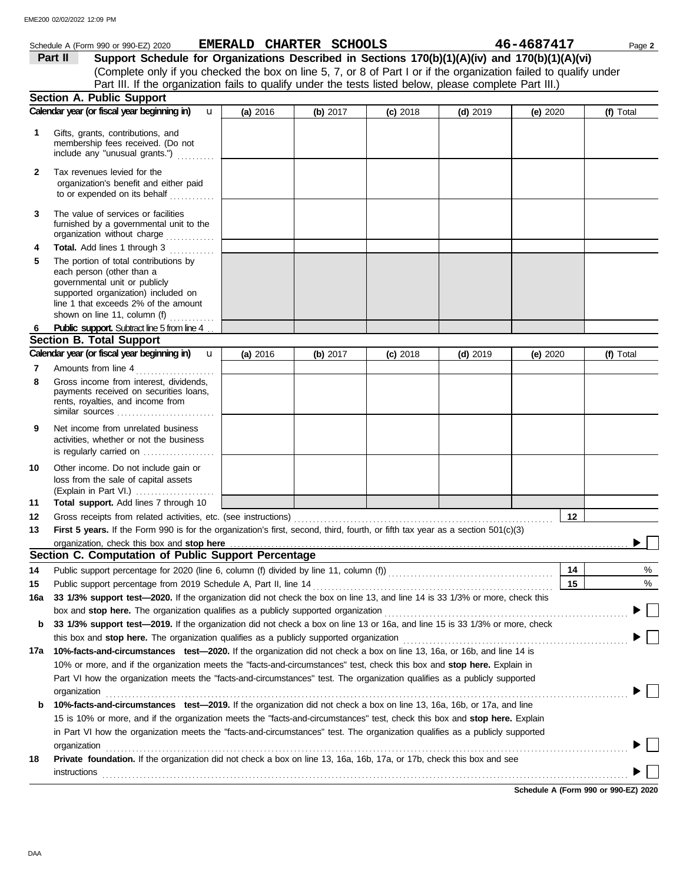Schedule A (Form 990 or 990-EZ) 2020 **EMERALD CHARTER SCHOOLS** **46-4687417** Page **2**

**Part II** **Support Schedule for Organizations Described in Sections 170(b)(1)(A)(iv) and 170(b)(1)(A)(vi)**

(Complete only if you checked the box on line 5, 7, or 8 of Part I or if the organization failed to qualify under Part III. If the organization fails to qualify under the tests listed below, please complete Part III.)

## Section A. Public Support

| Calendar year (or fiscal year beginning in) | (a) 2016 | (b) 2017 | (c) 2018 | (d) 2019 | (e) 2020 | (f) Total |
|---|---|---|---|---|---|---|
| **1** Gifts, grants, contributions, and membership fees received. (Do not include any "unusual grants.") | | | | | | |
| **2** Tax revenues levied for the organization's benefit and either paid to or expended on its behalf | | | | | | |
| **3** The value of services or facilities furnished by a governmental unit to the organization without charge | | | | | | |
| **4** **Total.** Add lines 1 through 3 | | | | | | |
| **5** The portion of total contributions by each person (other than a governmental unit or publicly supported organization) included on line 1 that exceeds 2% of the amount shown on line 11, column (f) | | | | | | |
| **6** **Public support.** Subtract line 5 from line 4 | | | | | | |

## Section B. Total Support

| Calendar year (or fiscal year beginning in) | (a) 2016 | (b) 2017 | (c) 2018 | (d) 2019 | (e) 2020 | (f) Total |
|---|---|---|---|---|---|---|
| **7** Amounts from line 4 | | | | | | |
| **8** Gross income from interest, dividends, payments received on securities loans, rents, royalties, and income from similar sources | | | | | | |
| **9** Net income from unrelated business activities, whether or not the business is regularly carried on | | | | | | |
| **10** Other income. Do not include gain or loss from the sale of capital assets (Explain in Part VI.) | | | | | | |
| **11** **Total support.** Add lines 7 through 10 | | | | | | |

**12** Gross receipts from related activities, etc. (see instructions) **12**

**13** **First 5 years.** If the Form 990 is for the organization's first, second, third, fourth, or fifth tax year as a section 501(c)(3) organization, check this box and **stop here** ▶ ☐

## Section C. Computation of Public Support Percentage

**14** Public support percentage for 2020 (line 6, column (f) divided by line 11, column (f)) **14** %

**15** Public support percentage from 2019 Schedule A, Part II, line 14 **15** %

**16a** **33 1/3% support test—2020.** If the organization did not check the box on line 13, and line 14 is 33 1/3% or more, check this box and **stop here.** The organization qualifies as a publicly supported organization ▶ ☐

**b** **33 1/3% support test—2019.** If the organization did not check a box on line 13 or 16a, and line 15 is 33 1/3% or more, check this box and **stop here.** The organization qualifies as a publicly supported organization ▶ ☐

**17a** **10%-facts-and-circumstances test—2020.** If the organization did not check a box on line 13, 16a, or 16b, and line 14 is 10% or more, and if the organization meets the "facts-and-circumstances" test, check this box and **stop here.** Explain in Part VI how the organization meets the "facts-and-circumstances" test. The organization qualifies as a publicly supported organization ▶ ☐

**b** **10%-facts-and-circumstances test—2019.** If the organization did not check a box on line 13, 16a, 16b, or 17a, and line 15 is 10% or more, and if the organization meets the "facts-and-circumstances" test, check this box and **stop here.** Explain in Part VI how the organization meets the "facts-and-circumstances" test. The organization qualifies as a publicly supported organization ▶ ☐

**18** **Private foundation.** If the organization did not check a box on line 13, 16a, 16b, 17a, or 17b, check this box and see instructions ▶ ☐

**Schedule A (Form 990 or 990-EZ) 2020**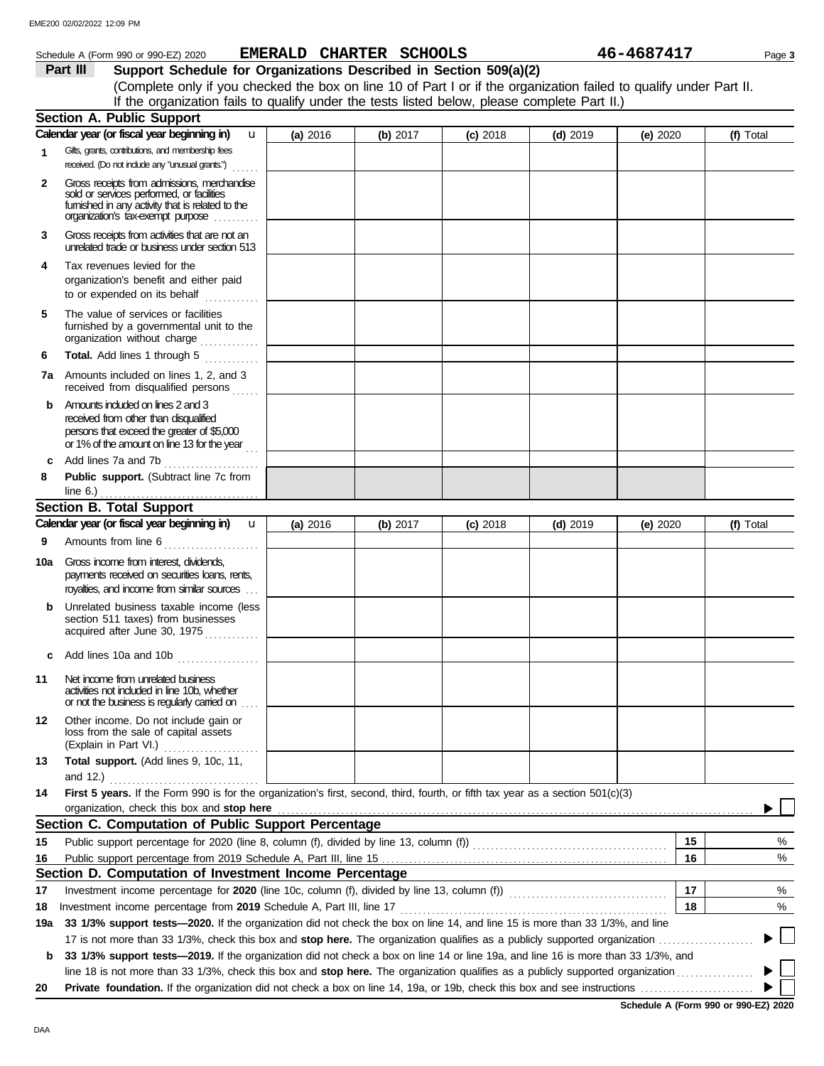Schedule A (Form 990 or 990-EZ) 2020 **EMERALD CHARTER SCHOOLS** **46-4687417**

## Part III Support Schedule for Organizations Described in Section 509(a)(2)

(Complete only if you checked the box on line 10 of Part I or if the organization failed to qualify under Part II. If the organization fails to qualify under the tests listed below, please complete Part II.)

### Section A. Public Support

| Calendar year (or fiscal year beginning in) | (a) 2016 | (b) 2017 | (c) 2018 | (d) 2019 | (e) 2020 | (f) Total |
|---|---|---|---|---|---|---|
| **1** Gifts, grants, contributions, and membership fees received. (Do not include any "unusual grants.") | | | | | | |
| **2** Gross receipts from admissions, merchandise sold or services performed, or facilities furnished in any activity that is related to the organization's tax-exempt purpose | | | | | | |
| **3** Gross receipts from activities that are not an unrelated trade or business under section 513 | | | | | | |
| **4** Tax revenues levied for the organization's benefit and either paid to or expended on its behalf | | | | | | |
| **5** The value of services or facilities furnished by a governmental unit to the organization without charge | | | | | | |
| **6** **Total.** Add lines 1 through 5 | | | | | | |
| **7a** Amounts included on lines 1, 2, and 3 received from disqualified persons | | | | | | |
| **b** Amounts included on lines 2 and 3 received from other than disqualified persons that exceed the greater of $5,000 or 1% of the amount on line 13 for the year | | | | | | |
| **c** Add lines 7a and 7b | | | | | | |
| **8** **Public support.** (Subtract line 7c from line 6.) | | | | | | |

### Section B. Total Support

| Calendar year (or fiscal year beginning in) | (a) 2016 | (b) 2017 | (c) 2018 | (d) 2019 | (e) 2020 | (f) Total |
|---|---|---|---|---|---|---|
| **9** Amounts from line 6 | | | | | | |
| **10a** Gross income from interest, dividends, payments received on securities loans, rents, royalties, and income from similar sources | | | | | | |
| **b** Unrelated business taxable income (less section 511 taxes) from businesses acquired after June 30, 1975 | | | | | | |
| **c** Add lines 10a and 10b | | | | | | |
| **11** Net income from unrelated business activities not included in line 10b, whether or not the business is regularly carried on | | | | | | |
| **12** Other income. Do not include gain or loss from the sale of capital assets (Explain in Part VI.) | | | | | | |
| **13** **Total support.** (Add lines 9, 10c, 11, and 12.) | | | | | | |

**14** **First 5 years.** If the Form 990 is for the organization's first, second, third, fourth, or fifth tax year as a section 501(c)(3) organization, check this box and **stop here** ▶ ☐

### Section C. Computation of Public Support Percentage

| | | | |
|---|---|---|---|
| **15** | Public support percentage for 2020 (line 8, column (f), divided by line 13, column (f)) | **15** | % |
| **16** | Public support percentage from 2019 Schedule A, Part III, line 15 | **16** | % |

### Section D. Computation of Investment Income Percentage

| | | | |
|---|---|---|---|
| **17** | Investment income percentage for **2020** (line 10c, column (f), divided by line 13, column (f)) | **17** | % |
| **18** | Investment income percentage from **2019** Schedule A, Part III, line 17 | **18** | % |

**19a** **33 1/3% support tests—2020.** If the organization did not check the box on line 14, and line 15 is more than 33 1/3%, and line 17 is not more than 33 1/3%, check this box and **stop here.** The organization qualifies as a publicly supported organization ▶ ☐

**b** **33 1/3% support tests—2019.** If the organization did not check a box on line 14 or line 19a, and line 16 is more than 33 1/3%, and line 18 is not more than 33 1/3%, check this box and **stop here.** The organization qualifies as a publicly supported organization ▶ ☐

**20** **Private foundation.** If the organization did not check a box on line 14, 19a, or 19b, check this box and see instructions ▶ ☐

**Schedule A (Form 990 or 990-EZ) 2020**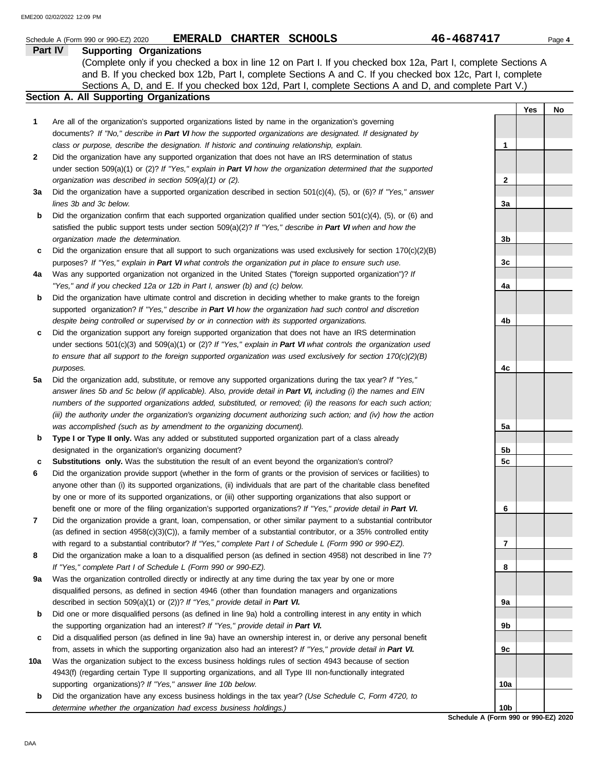Schedule A (Form 990 or 990-EZ) 2020 **EMERALD CHARTER SCHOOLS** **46-4687417**

## Part IV Supporting Organizations

(Complete only if you checked a box in line 12 on Part I. If you checked box 12a, Part I, complete Sections A and B. If you checked box 12b, Part I, complete Sections A and C. If you checked box 12c, Part I, complete Sections A, D, and E. If you checked box 12d, Part I, complete Sections A and D, and complete Part V.)

### Section A. All Supporting Organizations

| | | | Yes | No |
|---|---|---|---|---|
| **1** | Are all of the organization's supported organizations listed by name in the organization's governing documents? *If "No," describe in **Part VI** how the supported organizations are designated. If designated by class or purpose, describe the designation. If historic and continuing relationship, explain.* | 1 | | |
| **2** | Did the organization have any supported organization that does not have an IRS determination of status under section 509(a)(1) or (2)? *If "Yes," explain in **Part VI** how the organization determined that the supported organization was described in section 509(a)(1) or (2).* | 2 | | |
| **3a** | Did the organization have a supported organization described in section 501(c)(4), (5), or (6)? *If "Yes," answer lines 3b and 3c below.* | 3a | | |
| **b** | Did the organization confirm that each supported organization qualified under section 501(c)(4), (5), or (6) and satisfied the public support tests under section 509(a)(2)? *If "Yes," describe in **Part VI** when and how the organization made the determination.* | 3b | | |
| **c** | Did the organization ensure that all support to such organizations was used exclusively for section 170(c)(2)(B) purposes? *If "Yes," explain in **Part VI** what controls the organization put in place to ensure such use.* | 3c | | |
| **4a** | Was any supported organization not organized in the United States ("foreign supported organization")? *If "Yes," and if you checked 12a or 12b in Part I, answer (b) and (c) below.* | 4a | | |
| **b** | Did the organization have ultimate control and discretion in deciding whether to make grants to the foreign supported organization? *If "Yes," describe in **Part VI** how the organization had such control and discretion despite being controlled or supervised by or in connection with its supported organizations.* | 4b | | |
| **c** | Did the organization support any foreign supported organization that does not have an IRS determination under sections 501(c)(3) and 509(a)(1) or (2)? *If "Yes," explain in **Part VI** what controls the organization used to ensure that all support to the foreign supported organization was used exclusively for section 170(c)(2)(B) purposes.* | 4c | | |
| **5a** | Did the organization add, substitute, or remove any supported organizations during the tax year? *If "Yes," answer lines 5b and 5c below (if applicable). Also, provide detail in **Part VI,** including (i) the names and EIN numbers of the supported organizations added, substituted, or removed; (ii) the reasons for each such action; (iii) the authority under the organization's organizing document authorizing such action; and (iv) how the action was accomplished (such as by amendment to the organizing document).* | 5a | | |
| **b** | **Type I or Type II only.** Was any added or substituted supported organization part of a class already designated in the organization's organizing document? | 5b | | |
| **c** | **Substitutions only.** Was the substitution the result of an event beyond the organization's control? | 5c | | |
| **6** | Did the organization provide support (whether in the form of grants or the provision of services or facilities) to anyone other than (i) its supported organizations, (ii) individuals that are part of the charitable class benefited by one or more of its supported organizations, or (iii) other supporting organizations that also support or benefit one or more of the filing organization's supported organizations? *If "Yes," provide detail in **Part VI.*** | 6 | | |
| **7** | Did the organization provide a grant, loan, compensation, or other similar payment to a substantial contributor (as defined in section 4958(c)(3)(C)), a family member of a substantial contributor, or a 35% controlled entity with regard to a substantial contributor? *If "Yes," complete Part I of Schedule L (Form 990 or 990-EZ).* | 7 | | |
| **8** | Did the organization make a loan to a disqualified person (as defined in section 4958) not described in line 7? *If "Yes," complete Part I of Schedule L (Form 990 or 990-EZ).* | 8 | | |
| **9a** | Was the organization controlled directly or indirectly at any time during the tax year by one or more disqualified persons, as defined in section 4946 (other than foundation managers and organizations described in section 509(a)(1) or (2))? *If "Yes," provide detail in **Part VI.*** | 9a | | |
| **b** | Did one or more disqualified persons (as defined in line 9a) hold a controlling interest in any entity in which the supporting organization had an interest? *If "Yes," provide detail in **Part VI.*** | 9b | | |
| **c** | Did a disqualified person (as defined in line 9a) have an ownership interest in, or derive any personal benefit from, assets in which the supporting organization also had an interest? *If "Yes," provide detail in **Part VI.*** | 9c | | |
| **10a** | Was the organization subject to the excess business holdings rules of section 4943 because of section 4943(f) (regarding certain Type II supporting organizations, and all Type III non-functionally integrated supporting organizations)? *If "Yes," answer line 10b below.* | 10a | | |
| **b** | Did the organization have any excess business holdings in the tax year? *(Use Schedule C, Form 4720, to determine whether the organization had excess business holdings.)* | 10b | | |

**Schedule A (Form 990 or 990-EZ) 2020**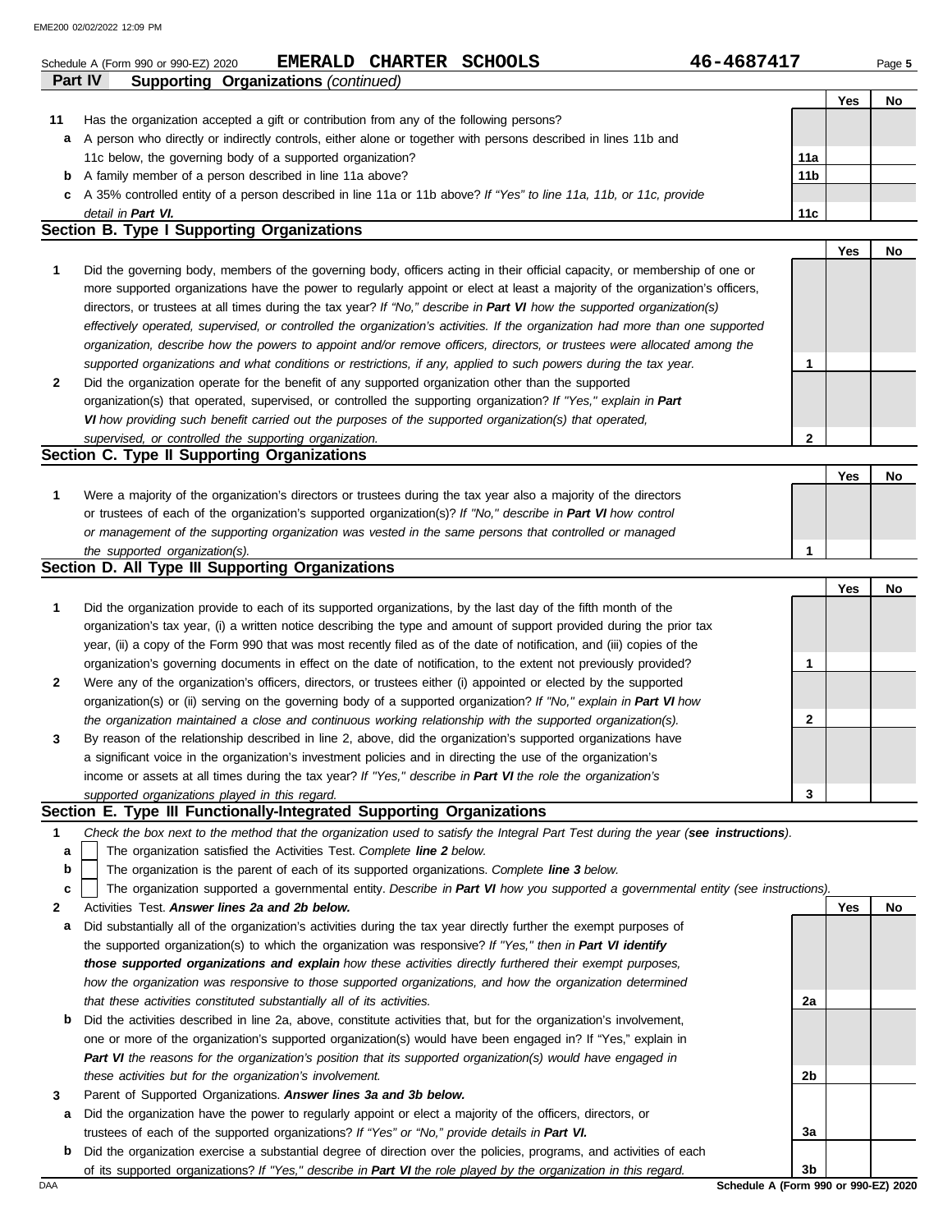Schedule A (Form 990 or 990-EZ) 2020 **EMERALD CHARTER SCHOOLS** **46-4687417**

**Part IV — Supporting Organizations** *(continued)*

| | | | Yes | No |
|---|---|---|---|---|
| **11** | Has the organization accepted a gift or contribution from any of the following persons? | | | |
| **a** | A person who directly or indirectly controls, either alone or together with persons described in lines 11b and 11c below, the governing body of a supported organization? | 11a | | |
| **b** | A family member of a person described in line 11a above? | 11b | | |
| **c** | A 35% controlled entity of a person described in line 11a or 11b above? *If "Yes" to line 11a, 11b, or 11c, provide detail in **Part VI.*** | 11c | | |

## Section B. Type I Supporting Organizations

| | | | Yes | No |
|---|---|---|---|---|
| **1** | Did the governing body, members of the governing body, officers acting in their official capacity, or membership of one or more supported organizations have the power to regularly appoint or elect at least a majority of the organization's officers, directors, or trustees at all times during the tax year? *If "No," describe in **Part VI** how the supported organization(s) effectively operated, supervised, or controlled the organization's activities. If the organization had more than one supported organization, describe how the powers to appoint and/or remove officers, directors, or trustees were allocated among the supported organizations and what conditions or restrictions, if any, applied to such powers during the tax year.* | 1 | | |
| **2** | Did the organization operate for the benefit of any supported organization other than the supported organization(s) that operated, supervised, or controlled the supporting organization? *If "Yes," explain in **Part VI** how providing such benefit carried out the purposes of the supported organization(s) that operated, supervised, or controlled the supporting organization.* | 2 | | |

## Section C. Type II Supporting Organizations

| | | | Yes | No |
|---|---|---|---|---|
| **1** | Were a majority of the organization's directors or trustees during the tax year also a majority of the directors or trustees of each of the organization's supported organization(s)? *If "No," describe in **Part VI** how control or management of the supporting organization was vested in the same persons that controlled or managed the supported organization(s).* | 1 | | |

## Section D. All Type III Supporting Organizations

| | | | Yes | No |
|---|---|---|---|---|
| **1** | Did the organization provide to each of its supported organizations, by the last day of the fifth month of the organization's tax year, (i) a written notice describing the type and amount of support provided during the prior tax year, (ii) a copy of the Form 990 that was most recently filed as of the date of notification, and (iii) copies of the organization's governing documents in effect on the date of notification, to the extent not previously provided? | 1 | | |
| **2** | Were any of the organization's officers, directors, or trustees either (i) appointed or elected by the supported organization(s) or (ii) serving on the governing body of a supported organization? *If "No," explain in **Part VI** how the organization maintained a close and continuous working relationship with the supported organization(s).* | 2 | | |
| **3** | By reason of the relationship described in line 2, above, did the organization's supported organizations have a significant voice in the organization's investment policies and in directing the use of the organization's income or assets at all times during the tax year? *If "Yes," describe in **Part VI** the role the organization's supported organizations played in this regard.* | 3 | | |

## Section E. Type III Functionally-Integrated Supporting Organizations

**1** *Check the box next to the method that the organization used to satisfy the Integral Part Test during the year (**see instructions**).*

- **a** ☐ The organization satisfied the Activities Test. *Complete **line 2** below.*
- **b** ☐ The organization is the parent of each of its supported organizations. *Complete **line 3** below.*
- **c** ☐ The organization supported a governmental entity. *Describe in **Part VI** how you supported a governmental entity (see instructions).*

| | | | Yes | No |
|---|---|---|---|---|
| **2** | Activities Test. ***Answer lines 2a and 2b below.*** | | | |
| **a** | Did substantially all of the organization's activities during the tax year directly further the exempt purposes of the supported organization(s) to which the organization was responsive? *If "Yes," then in **Part VI identify those supported organizations and explain** how these activities directly furthered their exempt purposes, how the organization was responsive to those supported organizations, and how the organization determined that these activities constituted substantially all of its activities.* | 2a | | |
| **b** | Did the activities described in line 2a, above, constitute activities that, but for the organization's involvement, one or more of the organization's supported organization(s) would have been engaged in? If "Yes," explain in ***Part VI*** *the reasons for the organization's position that its supported organization(s) would have engaged in these activities but for the organization's involvement.* | 2b | | |
| **3** | Parent of Supported Organizations. ***Answer lines 3a and 3b below.*** | | | |
| **a** | Did the organization have the power to regularly appoint or elect a majority of the officers, directors, or trustees of each of the supported organizations? *If "Yes" or "No," provide details in **Part VI.*** | 3a | | |
| **b** | Did the organization exercise a substantial degree of direction over the policies, programs, and activities of each of its supported organizations? *If "Yes," describe in **Part VI** the role played by the organization in this regard.* | 3b | | |

DAA — Schedule A (Form 990 or 990-EZ) 2020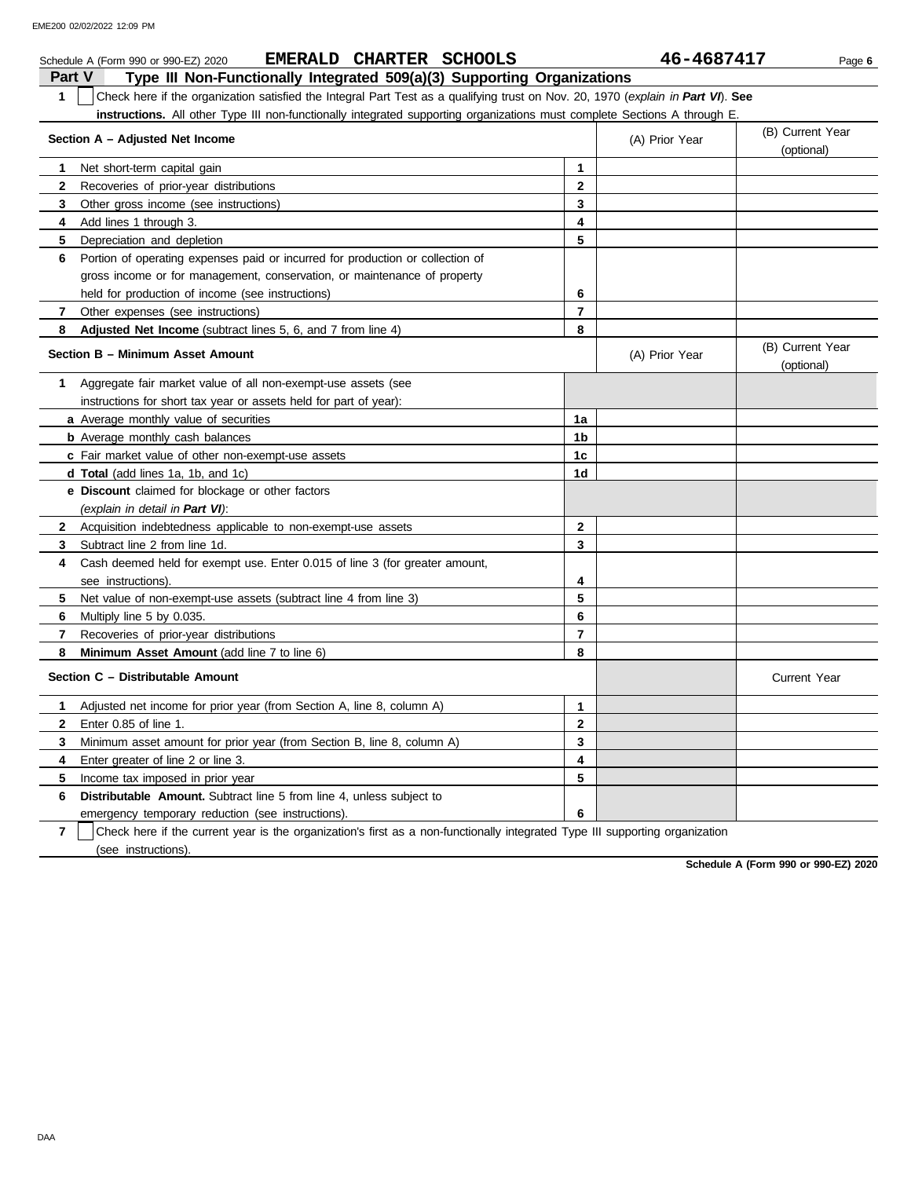Schedule A (Form 990 or 990-EZ) 2020 **EMERALD CHARTER SCHOOLS** **46-4687417** Page **6**

## Part V Type III Non-Functionally Integrated 509(a)(3) Supporting Organizations

**1** ☐ Check here if the organization satisfied the Integral Part Test as a qualifying trust on Nov. 20, 1970 (*explain in **Part VI***). **See instructions.** All other Type III non-functionally integrated supporting organizations must complete Sections A through E.

| **Section A – Adjusted Net Income** | | (A) Prior Year | (B) Current Year (optional) |
|---|---|---|---|
| **1** Net short-term capital gain | 1 | | |
| **2** Recoveries of prior-year distributions | 2 | | |
| **3** Other gross income (see instructions) | 3 | | |
| **4** Add lines 1 through 3. | 4 | | |
| **5** Depreciation and depletion | 5 | | |
| **6** Portion of operating expenses paid or incurred for production or collection of gross income or for management, conservation, or maintenance of property held for production of income (see instructions) | 6 | | |
| **7** Other expenses (see instructions) | 7 | | |
| **8** **Adjusted Net Income** (subtract lines 5, 6, and 7 from line 4) | 8 | | |

| **Section B – Minimum Asset Amount** | | (A) Prior Year | (B) Current Year (optional) |
|---|---|---|---|
| **1** Aggregate fair market value of all non-exempt-use assets (see instructions for short tax year or assets held for part of year): | | | |
| **a** Average monthly value of securities | 1a | | |
| **b** Average monthly cash balances | 1b | | |
| **c** Fair market value of other non-exempt-use assets | 1c | | |
| **d** **Total** (add lines 1a, 1b, and 1c) | 1d | | |
| **e** **Discount** claimed for blockage or other factors (*explain in detail in **Part VI***): | | | |
| **2** Acquisition indebtedness applicable to non-exempt-use assets | 2 | | |
| **3** Subtract line 2 from line 1d. | 3 | | |
| **4** Cash deemed held for exempt use. Enter 0.015 of line 3 (for greater amount, see instructions). | 4 | | |
| **5** Net value of non-exempt-use assets (subtract line 4 from line 3) | 5 | | |
| **6** Multiply line 5 by 0.035. | 6 | | |
| **7** Recoveries of prior-year distributions | 7 | | |
| **8** **Minimum Asset Amount** (add line 7 to line 6) | 8 | | |

| **Section C – Distributable Amount** | | | Current Year |
|---|---|---|---|
| **1** Adjusted net income for prior year (from Section A, line 8, column A) | 1 | | |
| **2** Enter 0.85 of line 1. | 2 | | |
| **3** Minimum asset amount for prior year (from Section B, line 8, column A) | 3 | | |
| **4** Enter greater of line 2 or line 3. | 4 | | |
| **5** Income tax imposed in prior year | 5 | | |
| **6** **Distributable Amount.** Subtract line 5 from line 4, unless subject to emergency temporary reduction (see instructions). | 6 | | |

**7** ☐ Check here if the current year is the organization's first as a non-functionally integrated Type III supporting organization (see instructions).

**Schedule A (Form 990 or 990-EZ) 2020**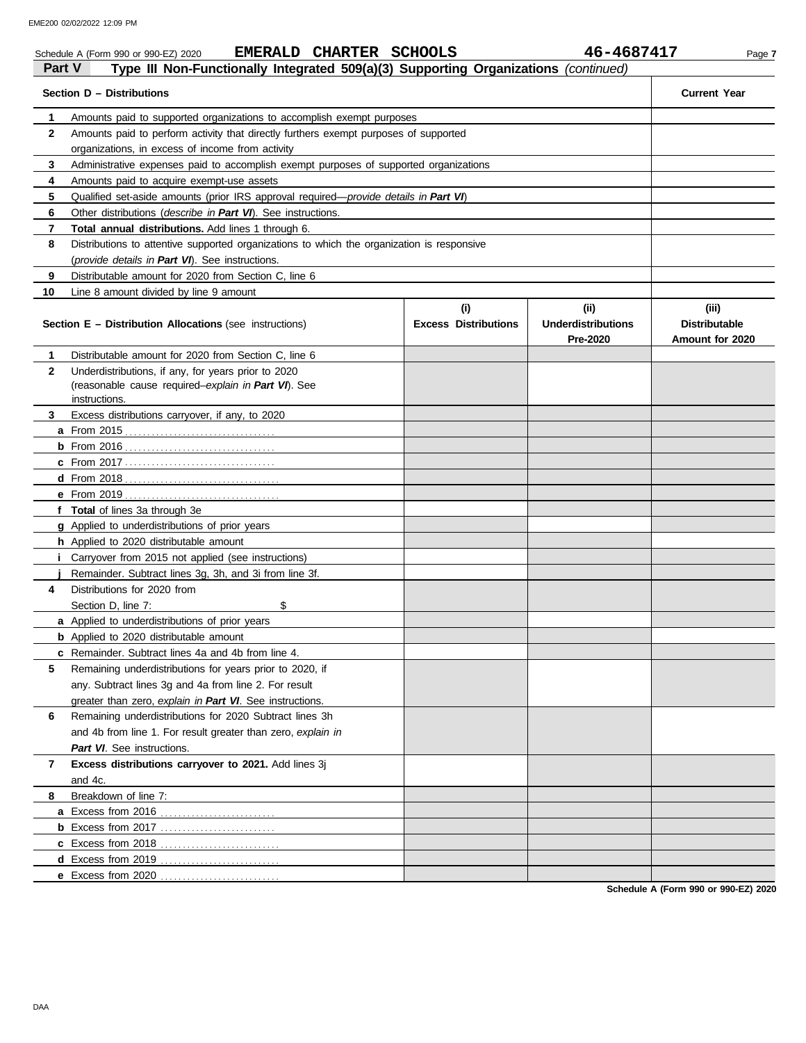Schedule A (Form 990 or 990-EZ) 2020 **EMERALD CHARTER SCHOOLS** **46-4687417**

## Part V Type III Non-Functionally Integrated 509(a)(3) Supporting Organizations *(continued)*

| | Section D – Distributions | Current Year |
|---|---|---|
| 1 | Amounts paid to supported organizations to accomplish exempt purposes | |
| 2 | Amounts paid to perform activity that directly furthers exempt purposes of supported organizations, in excess of income from activity | |
| 3 | Administrative expenses paid to accomplish exempt purposes of supported organizations | |
| 4 | Amounts paid to acquire exempt-use assets | |
| 5 | Qualified set-aside amounts (prior IRS approval required—*provide details in **Part VI***) | |
| 6 | Other distributions (*describe in **Part VI***). See instructions. | |
| 7 | **Total annual distributions.** Add lines 1 through 6. | |
| 8 | Distributions to attentive supported organizations to which the organization is responsive (*provide details in **Part VI***). See instructions. | |
| 9 | Distributable amount for 2020 from Section C, line 6 | |
| 10 | Line 8 amount divided by line 9 amount | |

| | Section E – Distribution Allocations (see instructions) | (i) Excess Distributions | (ii) Underdistributions Pre-2020 | (iii) Distributable Amount for 2020 |
|---|---|---|---|---|
| 1 | Distributable amount for 2020 from Section C, line 6 | | | |
| 2 | Underdistributions, if any, for years prior to 2020 (reasonable cause required–*explain in **Part VI***). See instructions. | | | |
| 3 | Excess distributions carryover, if any, to 2020 | | | |
| a | From 2015 | | | |
| b | From 2016 | | | |
| c | From 2017 | | | |
| d | From 2018 | | | |
| e | From 2019 | | | |
| f | **Total** of lines 3a through 3e | | | |
| g | Applied to underdistributions of prior years | | | |
| h | Applied to 2020 distributable amount | | | |
| i | Carryover from 2015 not applied (see instructions) | | | |
| j | Remainder. Subtract lines 3g, 3h, and 3i from line 3f. | | | |
| 4 | Distributions for 2020 from Section D, line 7: $ | | | |
| a | Applied to underdistributions of prior years | | | |
| b | Applied to 2020 distributable amount | | | |
| c | Remainder. Subtract lines 4a and 4b from line 4. | | | |
| 5 | Remaining underdistributions for years prior to 2020, if any. Subtract lines 3g and 4a from line 2. For result greater than zero, *explain in **Part VI***. See instructions. | | | |
| 6 | Remaining underdistributions for 2020 Subtract lines 3h and 4b from line 1. For result greater than zero, *explain in **Part VI***. See instructions. | | | |
| 7 | **Excess distributions carryover to 2021.** Add lines 3j and 4c. | | | |
| 8 | Breakdown of line 7: | | | |
| a | Excess from 2016 | | | |
| b | Excess from 2017 | | | |
| c | Excess from 2018 | | | |
| d | Excess from 2019 | | | |
| e | Excess from 2020 | | | |

**Schedule A (Form 990 or 990-EZ) 2020**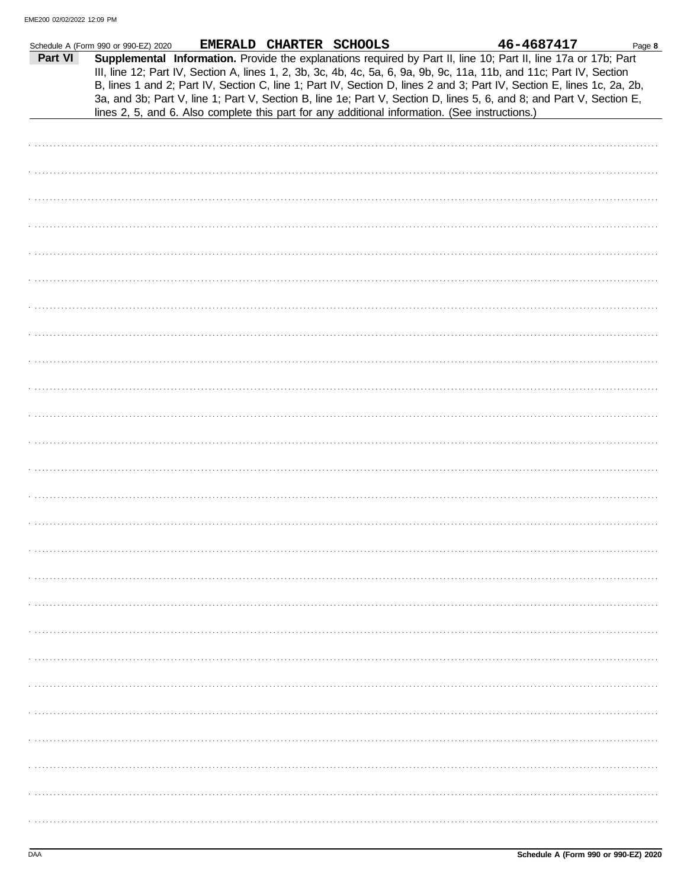Schedule A (Form 990 or 990-EZ) 2020 **EMERALD CHARTER SCHOOLS** **46-4687417** Page **8**

**Part VI** **Supplemental Information.** Provide the explanations required by Part II, line 10; Part II, line 17a or 17b; Part III, line 12; Part IV, Section A, lines 1, 2, 3b, 3c, 4b, 4c, 5a, 6, 9a, 9b, 9c, 11a, 11b, and 11c; Part IV, Section B, lines 1 and 2; Part IV, Section C, line 1; Part IV, Section D, lines 2 and 3; Part IV, Section E, lines 1c, 2a, 2b, 3a, and 3b; Part V, line 1; Part V, Section B, line 1e; Part V, Section D, lines 5, 6, and 8; and Part V, Section E, lines 2, 5, and 6. Also complete this part for any additional information. (See instructions.)

DAA **Schedule A (Form 990 or 990-EZ) 2020**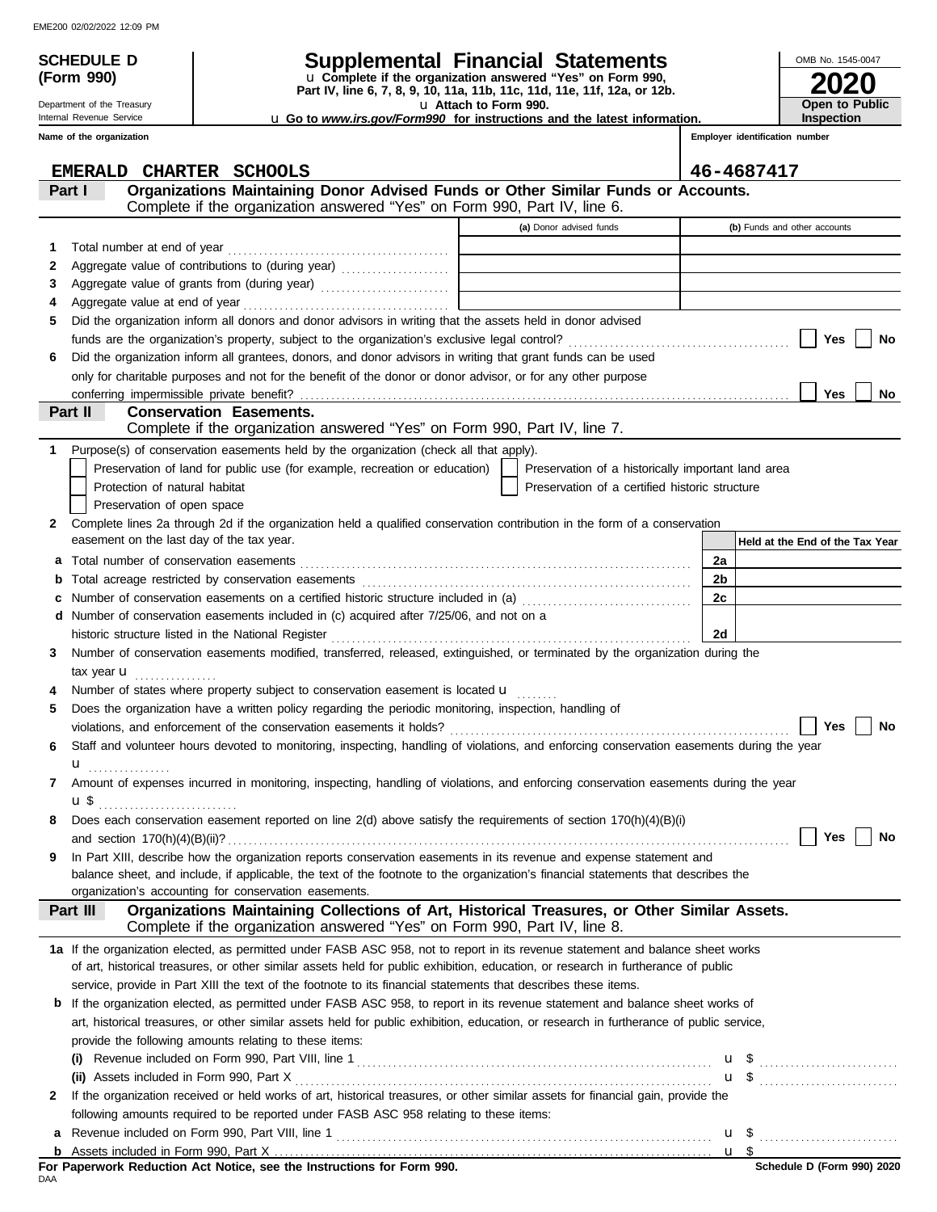EME200 02/02/2022 12:09 PM

**SCHEDULE D (Form 990)**

Department of the Treasury
Internal Revenue Service

# Supplemental Financial Statements

u Complete if the organization answered "Yes" on Form 990, Part IV, line 6, 7, 8, 9, 10, 11a, 11b, 11c, 11d, 11e, 11f, 12a, or 12b.
u Attach to Form 990.
u Go to *www.irs.gov/Form990* for instructions and the latest information.

OMB No. 1545-0047
**2020**
**Open to Public Inspection**

**Name of the organization**
EMERALD CHARTER SCHOOLS

**Employer identification number**
46-4687417

## Part I Organizations Maintaining Donor Advised Funds or Other Similar Funds or Accounts.
Complete if the organization answered "Yes" on Form 990, Part IV, line 6.

| | | (a) Donor advised funds | (b) Funds and other accounts |
|---|---|---|---|
| 1 | Total number at end of year | | |
| 2 | Aggregate value of contributions to (during year) | | |
| 3 | Aggregate value of grants from (during year) | | |
| 4 | Aggregate value at end of year | | |

5 Did the organization inform all donors and donor advisors in writing that the assets held in donor advised funds are the organization's property, subject to the organization's exclusive legal control? ☐ Yes ☐ No

6 Did the organization inform all grantees, donors, and donor advisors in writing that grant funds can be used only for charitable purposes and not for the benefit of the donor or donor advisor, or for any other purpose conferring impermissible private benefit? ☐ Yes ☐ No

## Part II Conservation Easements.
Complete if the organization answered "Yes" on Form 990, Part IV, line 7.

1 Purpose(s) of conservation easements held by the organization (check all that apply).
- ☐ Preservation of land for public use (for example, recreation or education)
- ☐ Preservation of a historically important land area
- ☐ Protection of natural habitat
- ☐ Preservation of a certified historic structure
- ☐ Preservation of open space

2 Complete lines 2a through 2d if the organization held a qualified conservation contribution in the form of a conservation easement on the last day of the tax year.

| | | | Held at the End of the Tax Year |
|---|---|---|---|
| a | Total number of conservation easements | 2a | |
| b | Total acreage restricted by conservation easements | 2b | |
| c | Number of conservation easements on a certified historic structure included in (a) | 2c | |
| d | Number of conservation easements included in (c) acquired after 7/25/06, and not on a historic structure listed in the National Register | 2d | |

3 Number of conservation easements modified, transferred, released, extinguished, or terminated by the organization during the tax year u

4 Number of states where property subject to conservation easement is located u

5 Does the organization have a written policy regarding the periodic monitoring, inspection, handling of violations, and enforcement of the conservation easements it holds? ☐ Yes ☐ No

6 Staff and volunteer hours devoted to monitoring, inspecting, handling of violations, and enforcing conservation easements during the year u

7 Amount of expenses incurred in monitoring, inspecting, handling of violations, and enforcing conservation easements during the year u $

8 Does each conservation easement reported on line 2(d) above satisfy the requirements of section 170(h)(4)(B)(i) and section 170(h)(4)(B)(ii)? ☐ Yes ☐ No

9 In Part XIII, describe how the organization reports conservation easements in its revenue and expense statement and balance sheet, and include, if applicable, the text of the footnote to the organization's financial statements that describes the organization's accounting for conservation easements.

## Part III Organizations Maintaining Collections of Art, Historical Treasures, or Other Similar Assets.
Complete if the organization answered "Yes" on Form 990, Part IV, line 8.

1a If the organization elected, as permitted under FASB ASC 958, not to report in its revenue statement and balance sheet works of art, historical treasures, or other similar assets held for public exhibition, education, or research in furtherance of public service, provide in Part XIII the text of the footnote to its financial statements that describes these items.

b If the organization elected, as permitted under FASB ASC 958, to report in its revenue statement and balance sheet works of art, historical treasures, or other similar assets held for public exhibition, education, or research in furtherance of public service, provide the following amounts relating to these items:

(i) Revenue included on Form 990, Part VIII, line 1 u $

(ii) Assets included in Form 990, Part X u $

2 If the organization received or held works of art, historical treasures, or other similar assets for financial gain, provide the following amounts required to be reported under FASB ASC 958 relating to these items:

a Revenue included on Form 990, Part VIII, line 1 u $

b Assets included in Form 990, Part X u $

**For Paperwork Reduction Act Notice, see the Instructions for Form 990.**
DAA
**Schedule D (Form 990) 2020**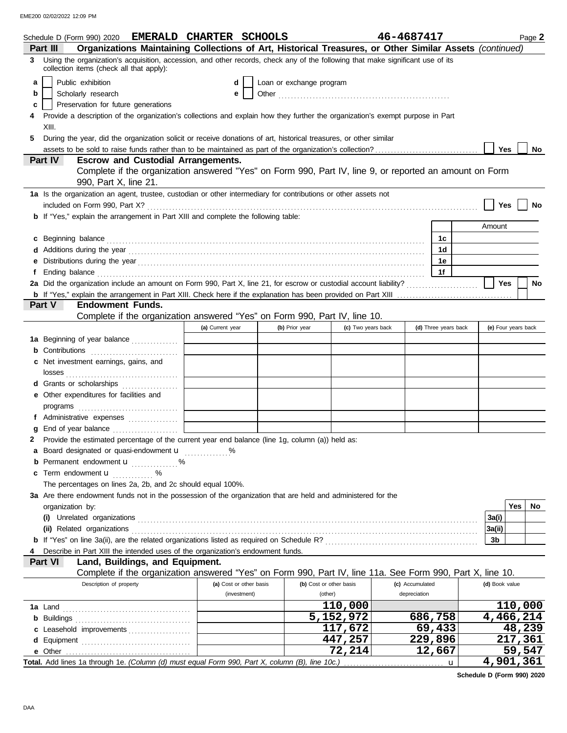Schedule D (Form 990) 2020 **EMERALD CHARTER SCHOOLS** **46-4687417** Page **2**

**Part III** **Organizations Maintaining Collections of Art, Historical Treasures, or Other Similar Assets** *(continued)*

**3** Using the organization's acquisition, accession, and other records, check any of the following that make significant use of its collection items (check all that apply):

- **a** [ ] Public exhibition
- **b** [ ] Scholarly research
- **c** [ ] Preservation for future generations
- **d** [ ] Loan or exchange program
- **e** [ ] Other

**4** Provide a description of the organization's collections and explain how they further the organization's exempt purpose in Part XIII.

**5** During the year, did the organization solicit or receive donations of art, historical treasures, or other similar assets to be sold to raise funds rather than to be maintained as part of the organization's collection? [ ] **Yes** [ ] **No**

**Part IV** **Escrow and Custodial Arrangements.**
Complete if the organization answered "Yes" on Form 990, Part IV, line 9, or reported an amount on Form 990, Part X, line 21.

**1a** Is the organization an agent, trustee, custodian or other intermediary for contributions or other assets not included on Form 990, Part X? [ ] **Yes** [ ] **No**

**b** If "Yes," explain the arrangement in Part XIII and complete the following table:

| | | Amount |
|---|---|---|
| **c** Beginning balance | 1c | |
| **d** Additions during the year | 1d | |
| **e** Distributions during the year | 1e | |
| **f** Ending balance | 1f | |

**2a** Did the organization include an amount on Form 990, Part X, line 21, for escrow or custodial account liability? [ ] **Yes** [ ] **No**

**b** If "Yes," explain the arrangement in Part XIII. Check here if the explanation has been provided on Part XIII [ ]

**Part V** **Endowment Funds.**
Complete if the organization answered "Yes" on Form 990, Part IV, line 10.

| | (a) Current year | (b) Prior year | (c) Two years back | (d) Three years back | (e) Four years back |
|---|---|---|---|---|---|
| **1a** Beginning of year balance | | | | | |
| **b** Contributions | | | | | |
| **c** Net investment earnings, gains, and losses | | | | | |
| **d** Grants or scholarships | | | | | |
| **e** Other expenditures for facilities and programs | | | | | |
| **f** Administrative expenses | | | | | |
| **g** End of year balance | | | | | |

**2** Provide the estimated percentage of the current year end balance (line 1g, column (a)) held as:

- **a** Board designated or quasi-endowment u ______ %
- **b** Permanent endowment u ______ %
- **c** Term endowment u ______ %

The percentages on lines 2a, 2b, and 2c should equal 100%.

**3a** Are there endowment funds not in the possession of the organization that are held and administered for the organization by:

| | | Yes | No |
|---|---|---|---|
| **(i)** Unrelated organizations | 3a(i) | | |
| **(ii)** Related organizations | 3a(ii) | | |
| **b** If "Yes" on line 3a(ii), are the related organizations listed as required on Schedule R? | 3b | | |

**4** Describe in Part XIII the intended uses of the organization's endowment funds.

**Part VI** **Land, Buildings, and Equipment.**
Complete if the organization answered "Yes" on Form 990, Part IV, line 11a. See Form 990, Part X, line 10.

| Description of property | (a) Cost or other basis (investment) | (b) Cost or other basis (other) | (c) Accumulated depreciation | (d) Book value |
|---|---|---|---|---|
| **1a** Land | | 110,000 | | 110,000 |
| **b** Buildings | | 5,152,972 | 686,758 | 4,466,214 |
| **c** Leasehold improvements | | 117,672 | 69,433 | 48,239 |
| **d** Equipment | | 447,257 | 229,896 | 217,361 |
| **e** Other | | 72,214 | 12,667 | 59,547 |
| **Total.** Add lines 1a through 1e. *(Column (d) must equal Form 990, Part X, column (B), line 10c.)* u | | | | 4,901,361 |

**Schedule D (Form 990) 2020**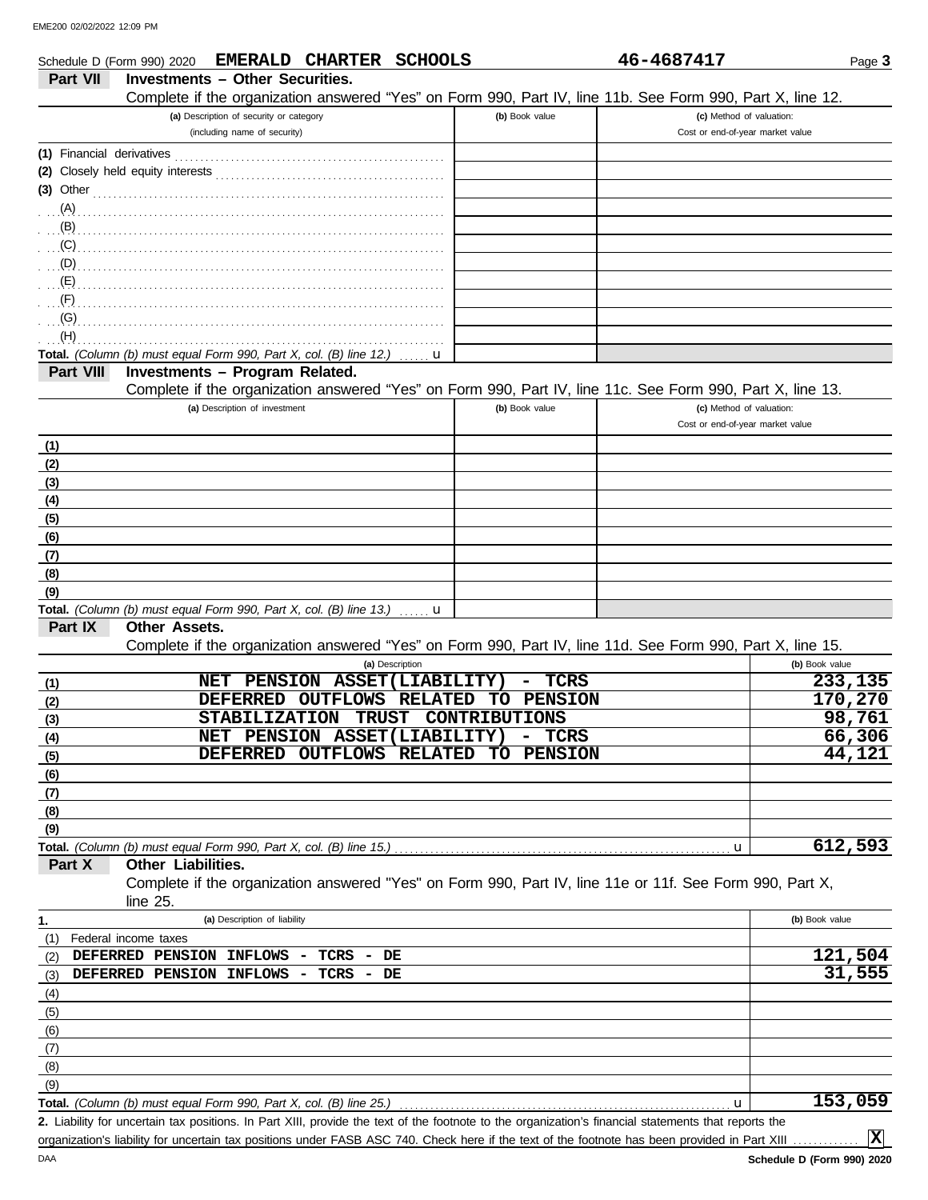Schedule D (Form 990) 2020 **EMERALD CHARTER SCHOOLS** **46-4687417** Page **3**

## Part VII Investments – Other Securities.

Complete if the organization answered "Yes" on Form 990, Part IV, line 11b. See Form 990, Part X, line 12.

| (a) Description of security or category (including name of security) | (b) Book value | (c) Method of valuation: Cost or end-of-year market value |
|---|---|---|
| (1) Financial derivatives | | |
| (2) Closely held equity interests | | |
| (3) Other | | |
| (A) | | |
| (B) | | |
| (C) | | |
| (D) | | |
| (E) | | |
| (F) | | |
| (G) | | |
| (H) | | |
| **Total.** *(Column (b) must equal Form 990, Part X, col. (B) line 12.)* | | |

## Part VIII Investments – Program Related.

Complete if the organization answered "Yes" on Form 990, Part IV, line 11c. See Form 990, Part X, line 13.

| (a) Description of investment | (b) Book value | (c) Method of valuation: Cost or end-of-year market value |
|---|---|---|
| (1) | | |
| (2) | | |
| (3) | | |
| (4) | | |
| (5) | | |
| (6) | | |
| (7) | | |
| (8) | | |
| (9) | | |
| **Total.** *(Column (b) must equal Form 990, Part X, col. (B) line 13.)* | | |

## Part IX Other Assets.

Complete if the organization answered "Yes" on Form 990, Part IV, line 11d. See Form 990, Part X, line 15.

| | (a) Description | (b) Book value |
|---|---|---|
| (1) | NET PENSION ASSET(LIABILITY) - TCRS | 233,135 |
| (2) | DEFERRED OUTFLOWS RELATED TO PENSION | 170,270 |
| (3) | STABILIZATION TRUST CONTRIBUTIONS | 98,761 |
| (4) | NET PENSION ASSET(LIABILITY) - TCRS | 66,306 |
| (5) | DEFERRED OUTFLOWS RELATED TO PENSION | 44,121 |
| (6) | | |
| (7) | | |
| (8) | | |
| (9) | | |
| **Total.** *(Column (b) must equal Form 990, Part X, col. (B) line 15.)* | | 612,593 |

## Part X Other Liabilities.

Complete if the organization answered "Yes" on Form 990, Part IV, line 11e or 11f. See Form 990, Part X, line 25.

| 1. | (a) Description of liability | (b) Book value |
|---|---|---|
| (1) | Federal income taxes | |
| (2) | DEFERRED PENSION INFLOWS - TCRS - DE | 121,504 |
| (3) | DEFERRED PENSION INFLOWS - TCRS - DE | 31,555 |
| (4) | | |
| (5) | | |
| (6) | | |
| (7) | | |
| (8) | | |
| (9) | | |
| **Total.** *(Column (b) must equal Form 990, Part X, col. (B) line 25.)* | | 153,059 |

**2.** Liability for uncertain tax positions. In Part XIII, provide the text of the footnote to the organization's financial statements that reports the organization's liability for uncertain tax positions under FASB ASC 740. Check here if the text of the footnote has been provided in Part XIII ☒

Schedule D (Form 990) 2020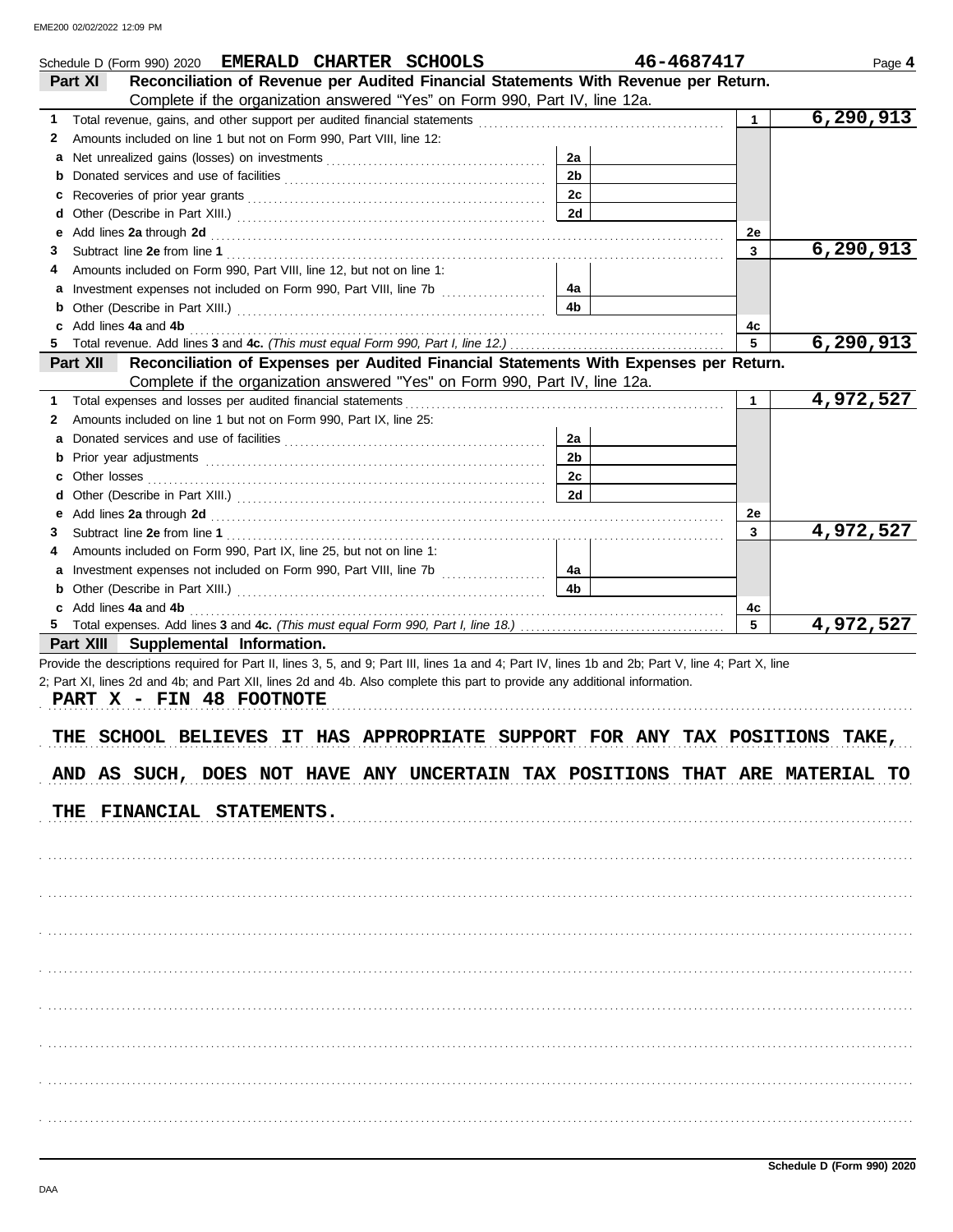Schedule D (Form 990) 2020 **EMERALD CHARTER SCHOOLS** **46-4687417** Page **4**

**Part XI Reconciliation of Revenue per Audited Financial Statements With Revenue per Return.**
Complete if the organization answered "Yes" on Form 990, Part IV, line 12a.

| | | | | | |
|---|---|---|---|---|---|
| **1** | Total revenue, gains, and other support per audited financial statements | | | 1 | 6,290,913 |
| **2** | Amounts included on line 1 but not on Form 990, Part VIII, line 12: | | | | |
| **a** | Net unrealized gains (losses) on investments | 2a | | | |
| **b** | Donated services and use of facilities | 2b | | | |
| **c** | Recoveries of prior year grants | 2c | | | |
| **d** | Other (Describe in Part XIII.) | 2d | | | |
| **e** | Add lines **2a** through **2d** | | | 2e | |
| **3** | Subtract line **2e** from line **1** | | | 3 | 6,290,913 |
| **4** | Amounts included on Form 990, Part VIII, line 12, but not on line 1: | | | | |
| **a** | Investment expenses not included on Form 990, Part VIII, line 7b | 4a | | | |
| **b** | Other (Describe in Part XIII.) | 4b | | | |
| **c** | Add lines **4a** and **4b** | | | 4c | |
| **5** | Total revenue. Add lines **3** and **4c.** *(This must equal Form 990, Part I, line 12.)* | | | 5 | 6,290,913 |

**Part XII Reconciliation of Expenses per Audited Financial Statements With Expenses per Return.**
Complete if the organization answered "Yes" on Form 990, Part IV, line 12a.

| | | | | | |
|---|---|---|---|---|---|
| **1** | Total expenses and losses per audited financial statements | | | 1 | 4,972,527 |
| **2** | Amounts included on line 1 but not on Form 990, Part IX, line 25: | | | | |
| **a** | Donated services and use of facilities | 2a | | | |
| **b** | Prior year adjustments | 2b | | | |
| **c** | Other losses | 2c | | | |
| **d** | Other (Describe in Part XIII.) | 2d | | | |
| **e** | Add lines **2a** through **2d** | | | 2e | |
| **3** | Subtract line **2e** from line **1** | | | 3 | 4,972,527 |
| **4** | Amounts included on Form 990, Part IX, line 25, but not on line 1: | | | | |
| **a** | Investment expenses not included on Form 990, Part VIII, line 7b | 4a | | | |
| **b** | Other (Describe in Part XIII.) | 4b | | | |
| **c** | Add lines **4a** and **4b** | | | 4c | |
| **5** | Total expenses. Add lines **3** and **4c.** *(This must equal Form 990, Part I, line 18.)* | | | 5 | 4,972,527 |

**Part XIII Supplemental Information.**

Provide the descriptions required for Part II, lines 3, 5, and 9; Part III, lines 1a and 4; Part IV, lines 1b and 2b; Part V, line 4; Part X, line 2; Part XI, lines 2d and 4b; and Part XII, lines 2d and 4b. Also complete this part to provide any additional information.

PART X - FIN 48 FOOTNOTE

THE SCHOOL BELIEVES IT HAS APPROPRIATE SUPPORT FOR ANY TAX POSITIONS TAKE, AND AS SUCH, DOES NOT HAVE ANY UNCERTAIN TAX POSITIONS THAT ARE MATERIAL TO THE FINANCIAL STATEMENTS.

Schedule D (Form 990) 2020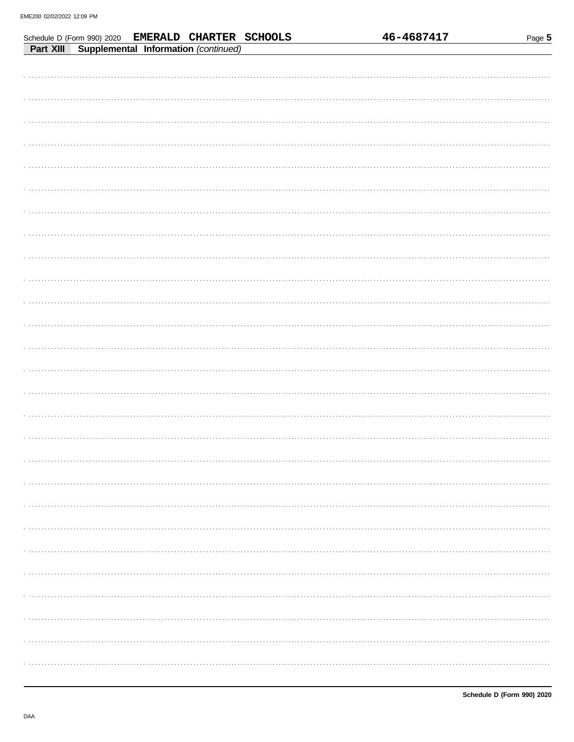Schedule D (Form 990) 2020 **EMERALD CHARTER SCHOOLS** **46-4687417**

**Part XIII** **Supplemental Information** *(continued)*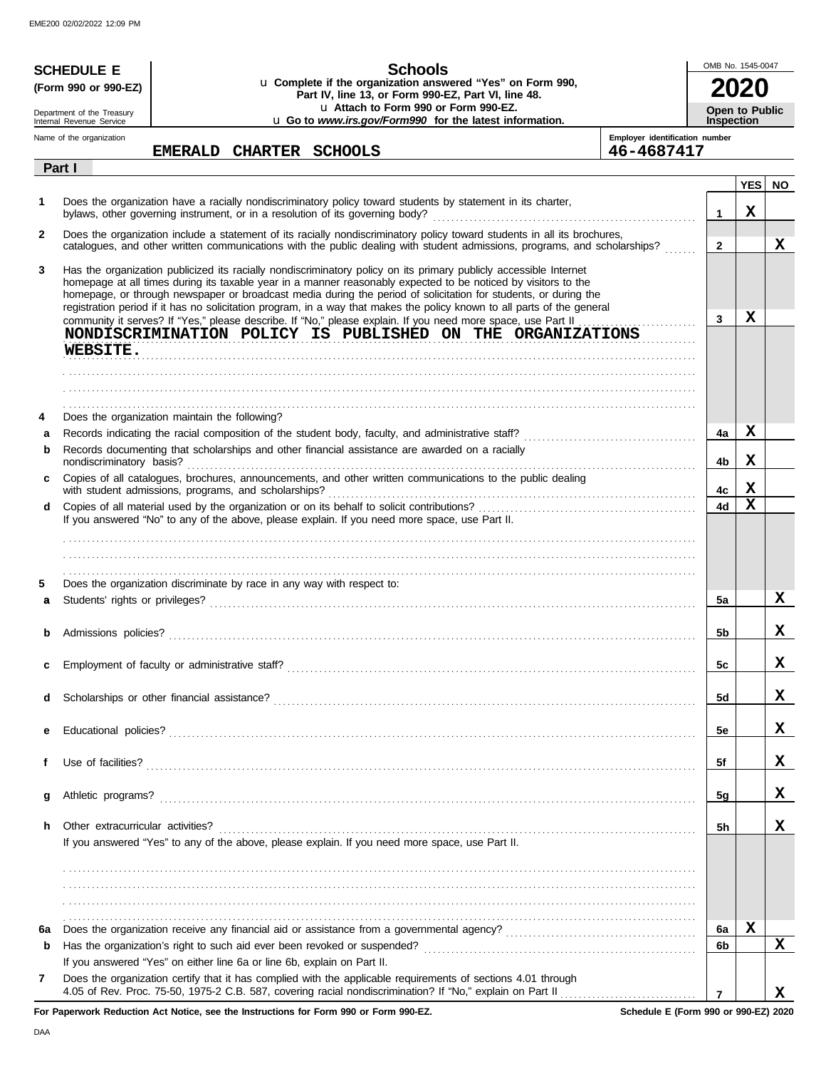# SCHEDULE E (Form 990 or 990-EZ)

Department of the Treasury
Internal Revenue Service

## Schools

u Complete if the organization answered "Yes" on Form 990, Part IV, line 13, or Form 990-EZ, Part VI, line 48.
u Attach to Form 990 or Form 990-EZ.
u Go to *www.irs.gov/Form990* for the latest information.

OMB No. 1545-0047

**2020**

**Open to Public Inspection**

Name of the organization: **EMERALD CHARTER SCHOOLS**

Employer identification number: **46-4687417**

### Part I

| | | | YES | NO |
|---|---|---|---|---|
| **1** | Does the organization have a racially nondiscriminatory policy toward students by statement in its charter, bylaws, other governing instrument, or in a resolution of its governing body? | 1 | X | |
| **2** | Does the organization include a statement of its racially nondiscriminatory policy toward students in all its brochures, catalogues, and other written communications with the public dealing with student admissions, programs, and scholarships? | 2 | | X |
| **3** | Has the organization publicized its racially nondiscriminatory policy on its primary publicly accessible Internet homepage at all times during its taxable year in a manner reasonably expected to be noticed by visitors to the homepage, or through newspaper or broadcast media during the period of solicitation for students, or during the registration period if it has no solicitation program, in a way that makes the policy known to all parts of the general community it serves? If "Yes," please describe. If "No," please explain. If you need more space, use Part II | 3 | X | |
| | NONDISCRIMINATION POLICY IS PUBLISHED ON THE ORGANIZATIONS WEBSITE. | | | |
| **4** | Does the organization maintain the following? | | | |
| **a** | Records indicating the racial composition of the student body, faculty, and administrative staff? | 4a | X | |
| **b** | Records documenting that scholarships and other financial assistance are awarded on a racially nondiscriminatory basis? | 4b | X | |
| **c** | Copies of all catalogues, brochures, announcements, and other written communications to the public dealing with student admissions, programs, and scholarships? | 4c | X | |
| **d** | Copies of all material used by the organization or on its behalf to solicit contributions? | 4d | X | |
| | If you answered "No" to any of the above, please explain. If you need more space, use Part II. | | | |
| **5** | Does the organization discriminate by race in any way with respect to: | | | |
| **a** | Students' rights or privileges? | 5a | | X |
| **b** | Admissions policies? | 5b | | X |
| **c** | Employment of faculty or administrative staff? | 5c | | X |
| **d** | Scholarships or other financial assistance? | 5d | | X |
| **e** | Educational policies? | 5e | | X |
| **f** | Use of facilities? | 5f | | X |
| **g** | Athletic programs? | 5g | | X |
| **h** | Other extracurricular activities? | 5h | | X |
| | If you answered "Yes" to any of the above, please explain. If you need more space, use Part II. | | | |
| **6a** | Does the organization receive any financial aid or assistance from a governmental agency? | 6a | X | |
| **b** | Has the organization's right to such aid ever been revoked or suspended? | 6b | | X |
| | If you answered "Yes" on either line 6a or line 6b, explain on Part II. | | | |
| **7** | Does the organization certify that it has complied with the applicable requirements of sections 4.01 through 4.05 of Rev. Proc. 75-50, 1975-2 C.B. 587, covering racial nondiscrimination? If "No," explain on Part II | 7 | | X |

**For Paperwork Reduction Act Notice, see the Instructions for Form 990 or Form 990-EZ.** **Schedule E (Form 990 or 990-EZ) 2020**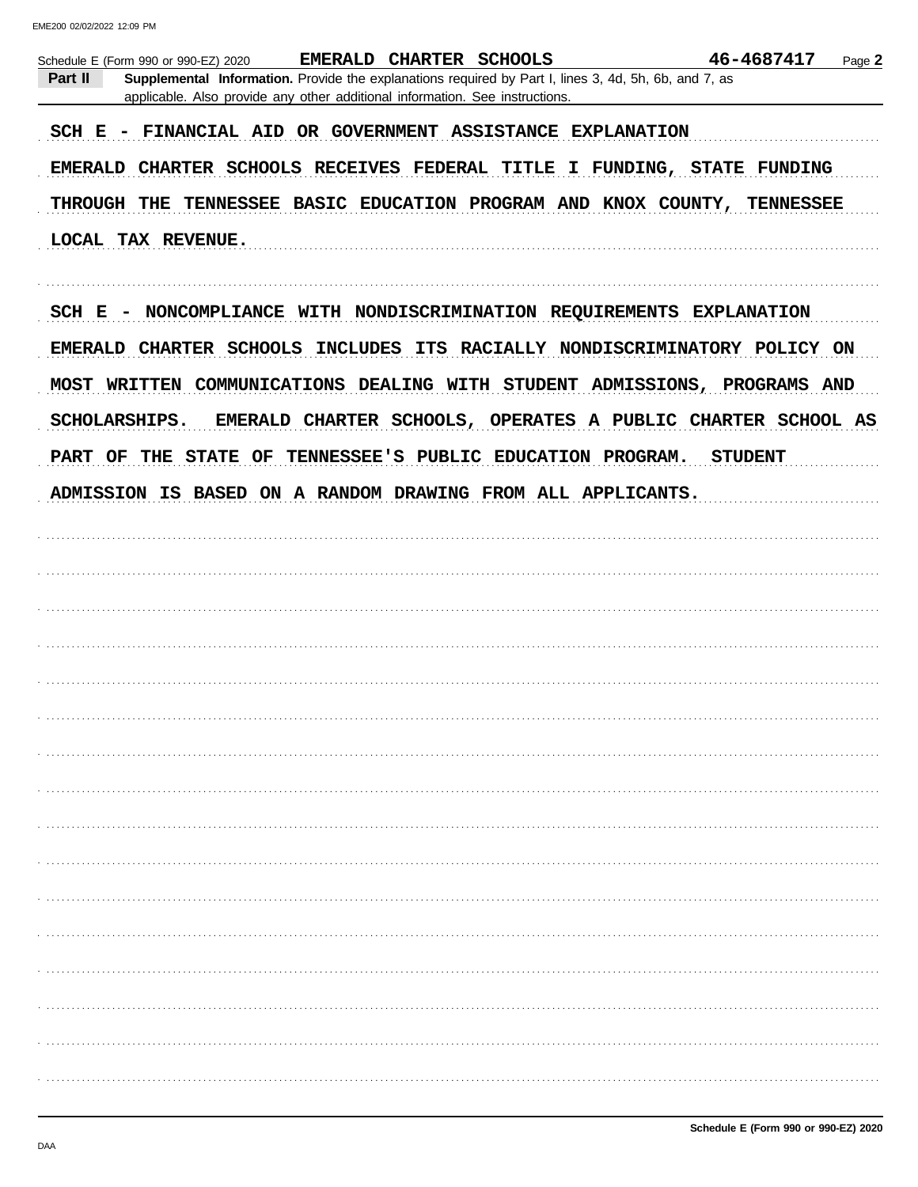Schedule E (Form 990 or 990-EZ) 2020 **EMERALD CHARTER SCHOOLS** **46-4687417**

**Part II** **Supplemental Information.** Provide the explanations required by Part I, lines 3, 4d, 5h, 6b, and 7, as applicable. Also provide any other additional information. See instructions.

SCH E - FINANCIAL AID OR GOVERNMENT ASSISTANCE EXPLANATION

EMERALD CHARTER SCHOOLS RECEIVES FEDERAL TITLE I FUNDING, STATE FUNDING THROUGH THE TENNESSEE BASIC EDUCATION PROGRAM AND KNOX COUNTY, TENNESSEE LOCAL TAX REVENUE.

SCH E - NONCOMPLIANCE WITH NONDISCRIMINATION REQUIREMENTS EXPLANATION

EMERALD CHARTER SCHOOLS INCLUDES ITS RACIALLY NONDISCRIMINATORY POLICY ON MOST WRITTEN COMMUNICATIONS DEALING WITH STUDENT ADMISSIONS, PROGRAMS AND SCHOLARSHIPS. EMERALD CHARTER SCHOOLS, OPERATES A PUBLIC CHARTER SCHOOL AS PART OF THE STATE OF TENNESSEE'S PUBLIC EDUCATION PROGRAM. STUDENT ADMISSION IS BASED ON A RANDOM DRAWING FROM ALL APPLICANTS.

Schedule E (Form 990 or 990-EZ) 2020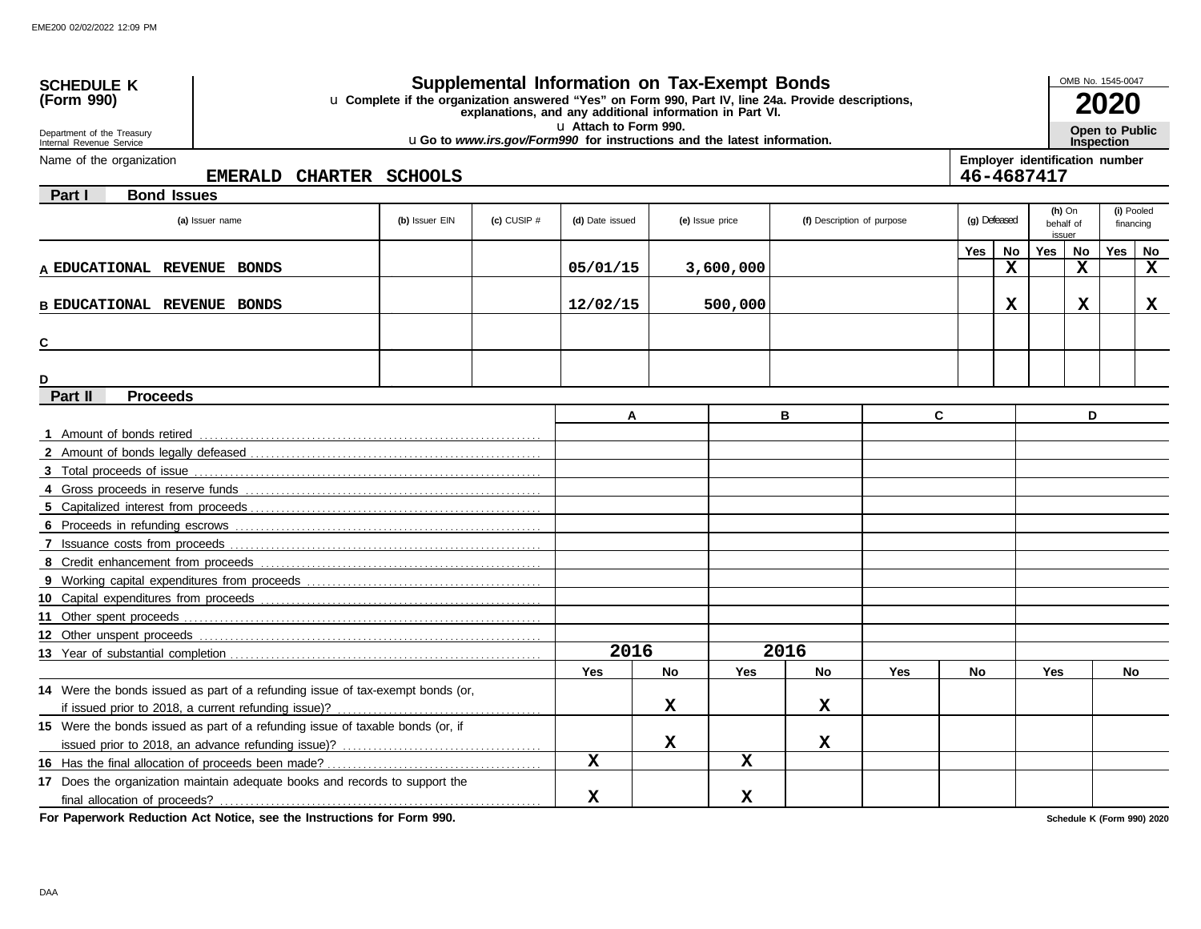# SCHEDULE K (Form 990)

Department of the Treasury
Internal Revenue Service

## Supplemental Information on Tax-Exempt Bonds

u Complete if the organization answered "Yes" on Form 990, Part IV, line 24a. Provide descriptions, explanations, and any additional information in Part VI.

u Attach to Form 990.

u Go to *www.irs.gov/Form990* for instructions and the latest information.

OMB No. 1545-0047

**2020**

**Open to Public Inspection**

Name of the organization: **EMERALD CHARTER SCHOOLS**

Employer identification number: **46-4687417**

### Part I Bond Issues

| | (a) Issuer name | (b) Issuer EIN | (c) CUSIP # | (d) Date issued | (e) Issue price | (f) Description of purpose | (g) Defeased Yes | (g) Defeased No | (h) On behalf of issuer Yes | (h) On behalf of issuer No | (i) Pooled financing Yes | (i) Pooled financing No |
|---|---|---|---|---|---|---|---|---|---|---|---|---|
| A | EDUCATIONAL REVENUE BONDS | | | 05/01/15 | 3,600,000 | | | X | | X | | X |
| B | EDUCATIONAL REVENUE BONDS | | | 12/02/15 | 500,000 | | | X | | X | | X |
| C | | | | | | | | | | | | |
| D | | | | | | | | | | | | |

### Part II Proceeds

| | A | B | C | D |
|---|---|---|---|---|
| 1 Amount of bonds retired | | | | |
| 2 Amount of bonds legally defeased | | | | |
| 3 Total proceeds of issue | | | | |
| 4 Gross proceeds in reserve funds | | | | |
| 5 Capitalized interest from proceeds | | | | |
| 6 Proceeds in refunding escrows | | | | |
| 7 Issuance costs from proceeds | | | | |
| 8 Credit enhancement from proceeds | | | | |
| 9 Working capital expenditures from proceeds | | | | |
| 10 Capital expenditures from proceeds | | | | |
| 11 Other spent proceeds | | | | |
| 12 Other unspent proceeds | | | | |
| 13 Year of substantial completion | 2016 | 2016 | | |

| | A Yes | A No | B Yes | B No | C Yes | C No | D Yes | D No |
|---|---|---|---|---|---|---|---|---|
| 14 Were the bonds issued as part of a refunding issue of tax-exempt bonds (or, if issued prior to 2018, a current refunding issue)? | | X | | X | | | | |
| 15 Were the bonds issued as part of a refunding issue of taxable bonds (or, if issued prior to 2018, an advance refunding issue)? | | X | | X | | | | |
| 16 Has the final allocation of proceeds been made? | X | | X | | | | | |
| 17 Does the organization maintain adequate books and records to support the final allocation of proceeds? | X | | X | | | | | |

**For Paperwork Reduction Act Notice, see the Instructions for Form 990.**

Schedule K (Form 990) 2020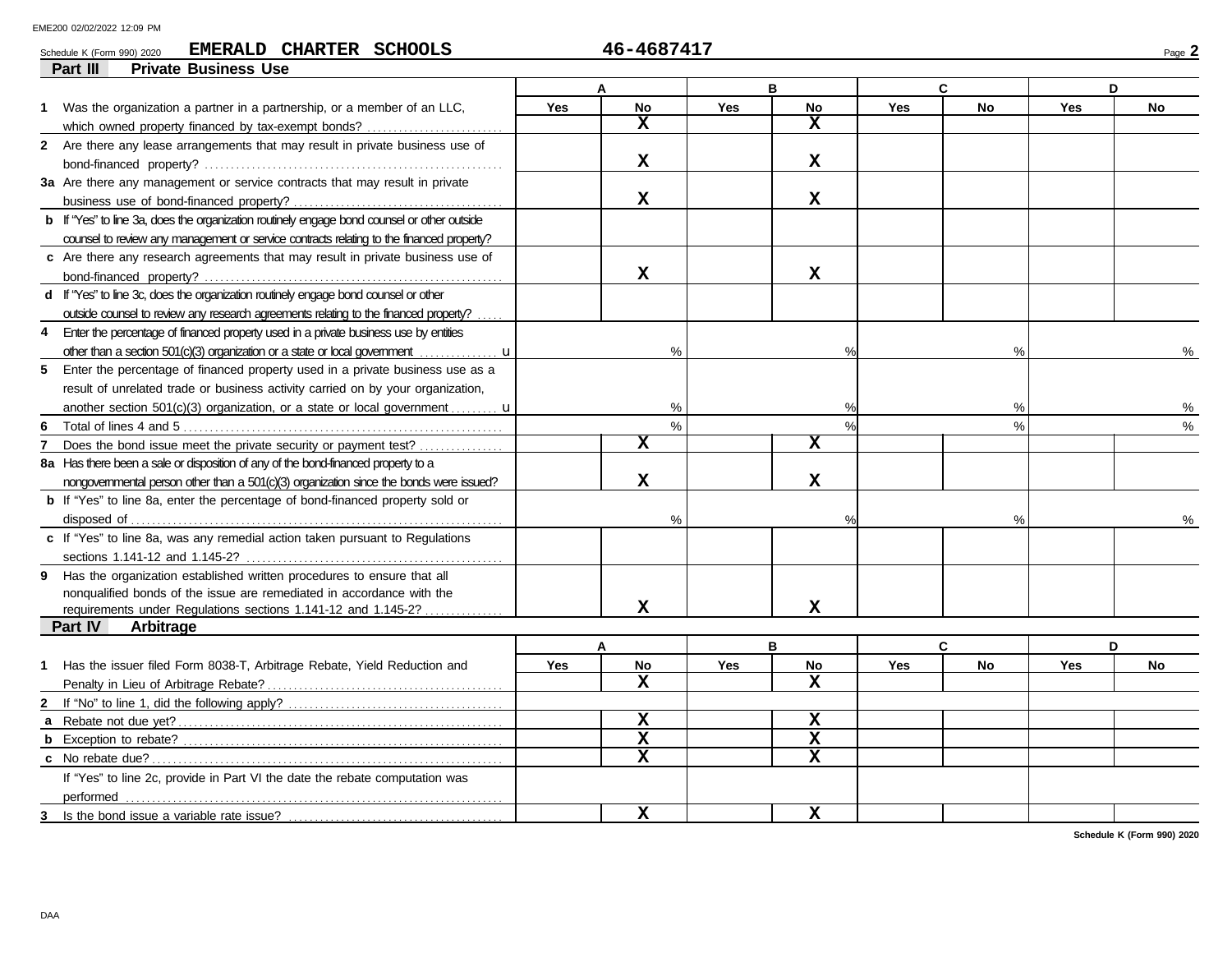Schedule K (Form 990) 2020 **EMERALD CHARTER SCHOOLS** **46-4687417** Page **2**

## Part III Private Business Use

| | A | | B | | C | | D | |
|---|---|---|---|---|---|---|---|---|
| | Yes | No | Yes | No | Yes | No | Yes | No |
| **1** Was the organization a partner in a partnership, or a member of an LLC, which owned property financed by tax-exempt bonds? | | X | | X | | | | |
| **2** Are there any lease arrangements that may result in private business use of bond-financed property? | | X | | X | | | | |
| **3a** Are there any management or service contracts that may result in private business use of bond-financed property? | | X | | X | | | | |
| **b** If "Yes" to line 3a, does the organization routinely engage bond counsel or other outside counsel to review any management or service contracts relating to the financed property? | | | | | | | | |
| **c** Are there any research agreements that may result in private business use of bond-financed property? | | X | | X | | | | |
| **d** If "Yes" to line 3c, does the organization routinely engage bond counsel or other outside counsel to review any research agreements relating to the financed property? | | | | | | | | |
| **4** Enter the percentage of financed property used in a private business use by entities other than a section 501(c)(3) organization or a state or local government u | % | | % | | % | | % | |
| **5** Enter the percentage of financed property used in a private business use as a result of unrelated trade or business activity carried on by your organization, another section 501(c)(3) organization, or a state or local government u | % | | % | | % | | % | |
| **6** Total of lines 4 and 5 | % | | % | | % | | % | |
| **7** Does the bond issue meet the private security or payment test? | | X | | X | | | | |
| **8a** Has there been a sale or disposition of any of the bond-financed property to a nongovernmental person other than a 501(c)(3) organization since the bonds were issued? | | X | | X | | | | |
| **b** If "Yes" to line 8a, enter the percentage of bond-financed property sold or disposed of | % | | % | | % | | % | |
| **c** If "Yes" to line 8a, was any remedial action taken pursuant to Regulations sections 1.141-12 and 1.145-2? | | | | | | | | |
| **9** Has the organization established written procedures to ensure that all nonqualified bonds of the issue are remediated in accordance with the requirements under Regulations sections 1.141-12 and 1.145-2? | | X | | X | | | | |

## Part IV Arbitrage

| | A | | B | | C | | D | |
|---|---|---|---|---|---|---|---|---|
| | Yes | No | Yes | No | Yes | No | Yes | No |
| **1** Has the issuer filed Form 8038-T, Arbitrage Rebate, Yield Reduction and Penalty in Lieu of Arbitrage Rebate? | | X | | X | | | | |
| **2** If "No" to line 1, did the following apply? | | | | | | | | |
| **a** Rebate not due yet? | | X | | X | | | | |
| **b** Exception to rebate? | | X | | X | | | | |
| **c** No rebate due? | | X | | X | | | | |
| If "Yes" to line 2c, provide in Part VI the date the rebate computation was performed | | | | | | | | |
| **3** Is the bond issue a variable rate issue? | | X | | X | | | | |

Schedule K (Form 990) 2020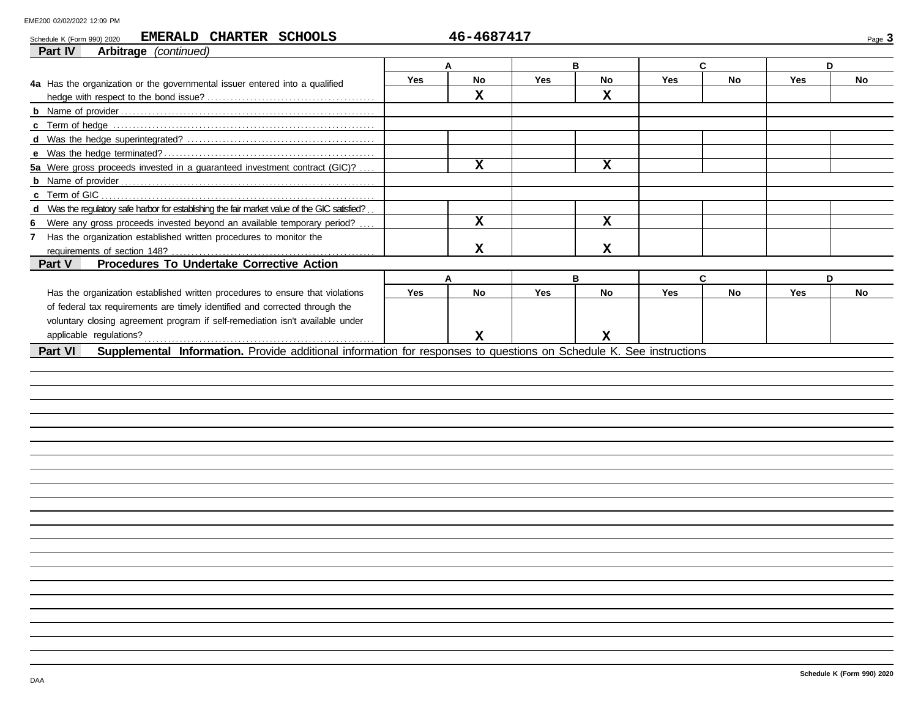Schedule K (Form 990) 2020 **EMERALD CHARTER SCHOOLS** **46-4687417**

## Part IV Arbitrage *(continued)*

| | A | | B | | C | | D | |
|---|---|---|---|---|---|---|---|---|
| | Yes | No | Yes | No | Yes | No | Yes | No |
| **4a** Has the organization or the governmental issuer entered into a qualified hedge with respect to the bond issue? | | X | | X | | | | |
| **b** Name of provider | | | | | | | | |
| **c** Term of hedge | | | | | | | | |
| **d** Was the hedge superintegrated? | | | | | | | | |
| **e** Was the hedge terminated? | | | | | | | | |
| **5a** Were gross proceeds invested in a guaranteed investment contract (GIC)? | | X | | X | | | | |
| **b** Name of provider | | | | | | | | |
| **c** Term of GIC | | | | | | | | |
| **d** Was the regulatory safe harbor for establishing the fair market value of the GIC satisfied? | | | | | | | | |
| **6** Were any gross proceeds invested beyond an available temporary period? | | X | | X | | | | |
| **7** Has the organization established written procedures to monitor the requirements of section 148? | | X | | X | | | | |

## Part V Procedures To Undertake Corrective Action

| | A | | B | | C | | D | |
|---|---|---|---|---|---|---|---|---|
| | Yes | No | Yes | No | Yes | No | Yes | No |
| Has the organization established written procedures to ensure that violations of federal tax requirements are timely identified and corrected through the voluntary closing agreement program if self-remediation isn't available under applicable regulations? | | X | | X | | | | |

## Part VI Supplemental Information.

Provide additional information for responses to questions on Schedule K. See instructions

Schedule K (Form 990) 2020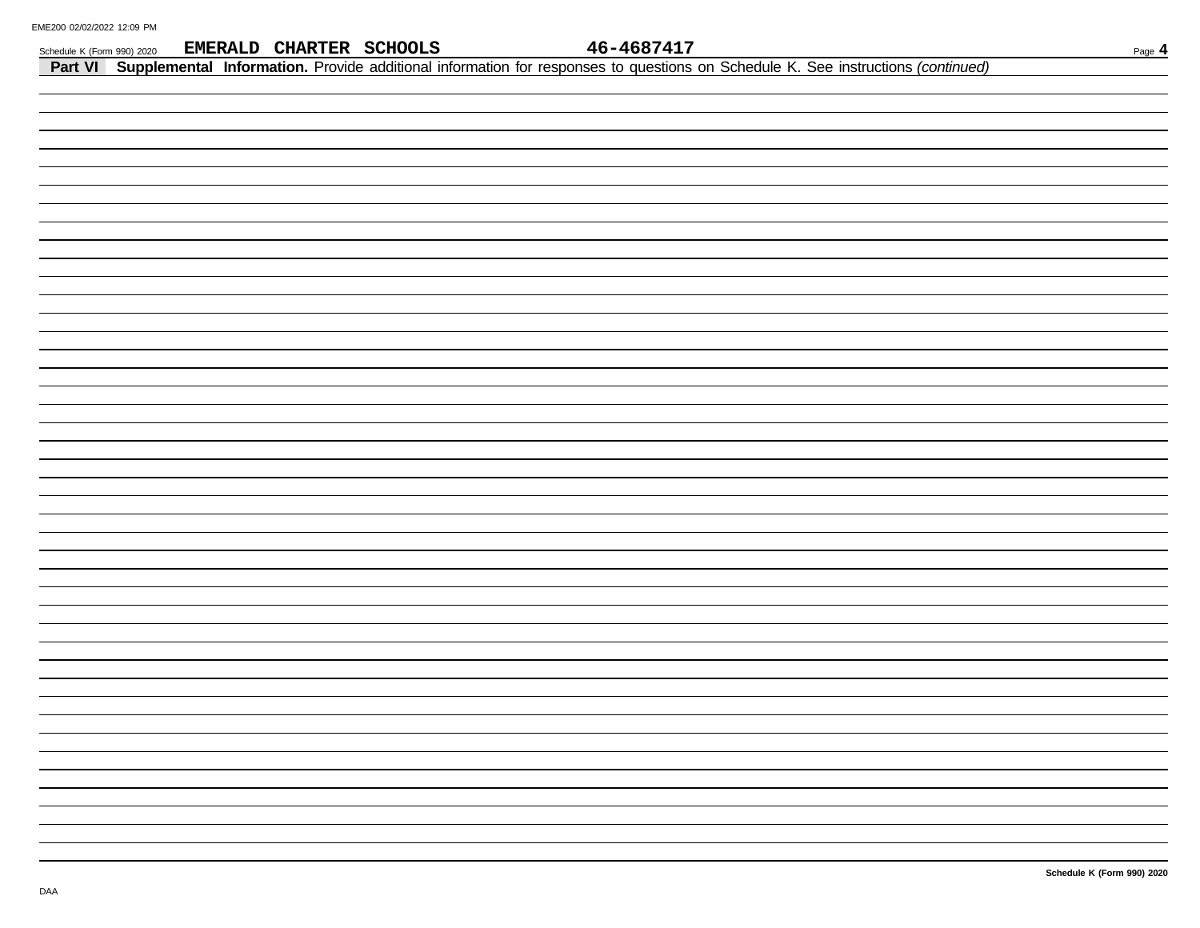Schedule K (Form 990) 2020 **EMERALD CHARTER SCHOOLS** **46-4687417**

**Part VI** **Supplemental Information.** Provide additional information for responses to questions on Schedule K. See instructions *(continued)*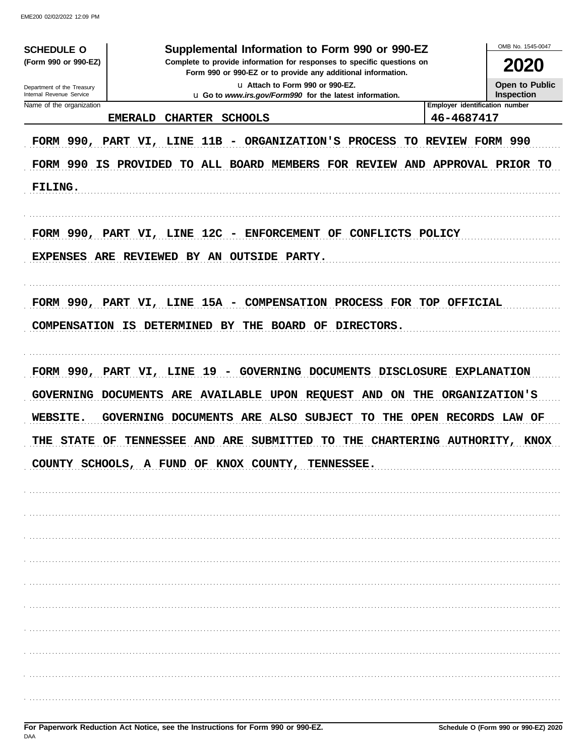EME200 02/02/2022 12:09 PM

**SCHEDULE O**
**(Form 990 or 990-EZ)**

Department of the Treasury
Internal Revenue Service

# Supplemental Information to Form 990 or 990-EZ

**Complete to provide information for responses to specific questions on Form 990 or 990-EZ or to provide any additional information.**

**u Attach to Form 990 or 990-EZ.**
**u Go to *www.irs.gov/Form990* for the latest information.**

OMB No. 1545-0047

**2020**

**Open to Public Inspection**

| Name of the organization | Employer identification number |
|---|---|
| EMERALD CHARTER SCHOOLS | 46-4687417 |

FORM 990, PART VI, LINE 11B - ORGANIZATION'S PROCESS TO REVIEW FORM 990

FORM 990 IS PROVIDED TO ALL BOARD MEMBERS FOR REVIEW AND APPROVAL PRIOR TO FILING.

FORM 990, PART VI, LINE 12C - ENFORCEMENT OF CONFLICTS POLICY

EXPENSES ARE REVIEWED BY AN OUTSIDE PARTY.

FORM 990, PART VI, LINE 15A - COMPENSATION PROCESS FOR TOP OFFICIAL

COMPENSATION IS DETERMINED BY THE BOARD OF DIRECTORS.

FORM 990, PART VI, LINE 19 - GOVERNING DOCUMENTS DISCLOSURE EXPLANATION

GOVERNING DOCUMENTS ARE AVAILABLE UPON REQUEST AND ON THE ORGANIZATION'S WEBSITE. GOVERNING DOCUMENTS ARE ALSO SUBJECT TO THE OPEN RECORDS LAW OF THE STATE OF TENNESSEE AND ARE SUBMITTED TO THE CHARTERING AUTHORITY, KNOX COUNTY SCHOOLS, A FUND OF KNOX COUNTY, TENNESSEE.

**For Paperwork Reduction Act Notice, see the Instructions for Form 990 or 990-EZ.**
DAA

**Schedule O (Form 990 or 990-EZ) 2020**